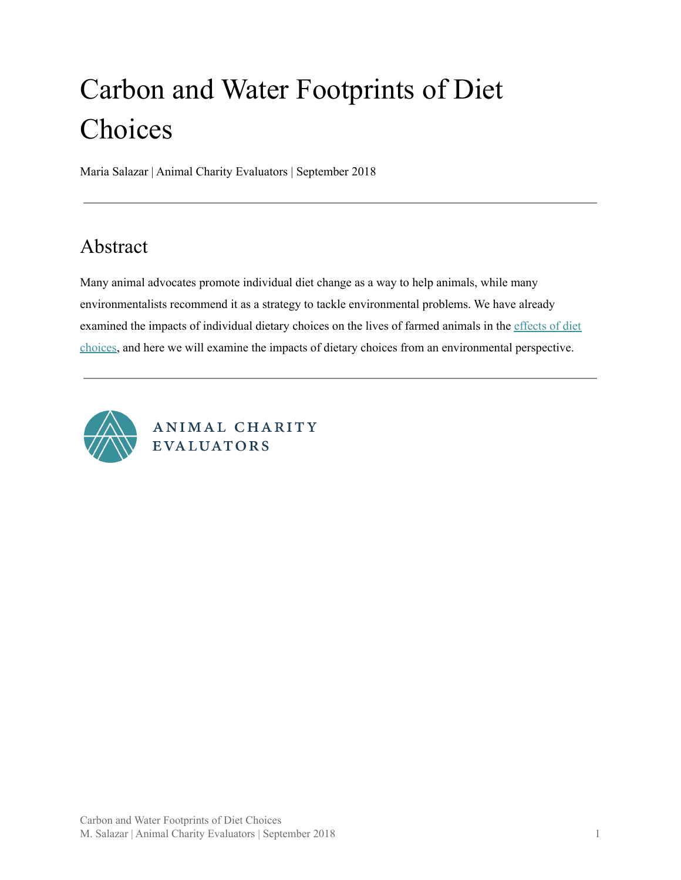# Carbon and Water Footprints of Diet Choices

Maria Salazar | Animal Charity Evaluators | September 2018

---

## Abstract

Many animal advocates promote individual diet change as a way to help animals, while many environmentalists recommend it as a strategy to tackle environmental problems. We have already examined the impacts of individual dietary choices on the lives of farmed animals in the effects of diet choices, and here we will examine the impacts of dietary choices from an environmental perspective.

---

ANIMAL CHARITY EVALUATORS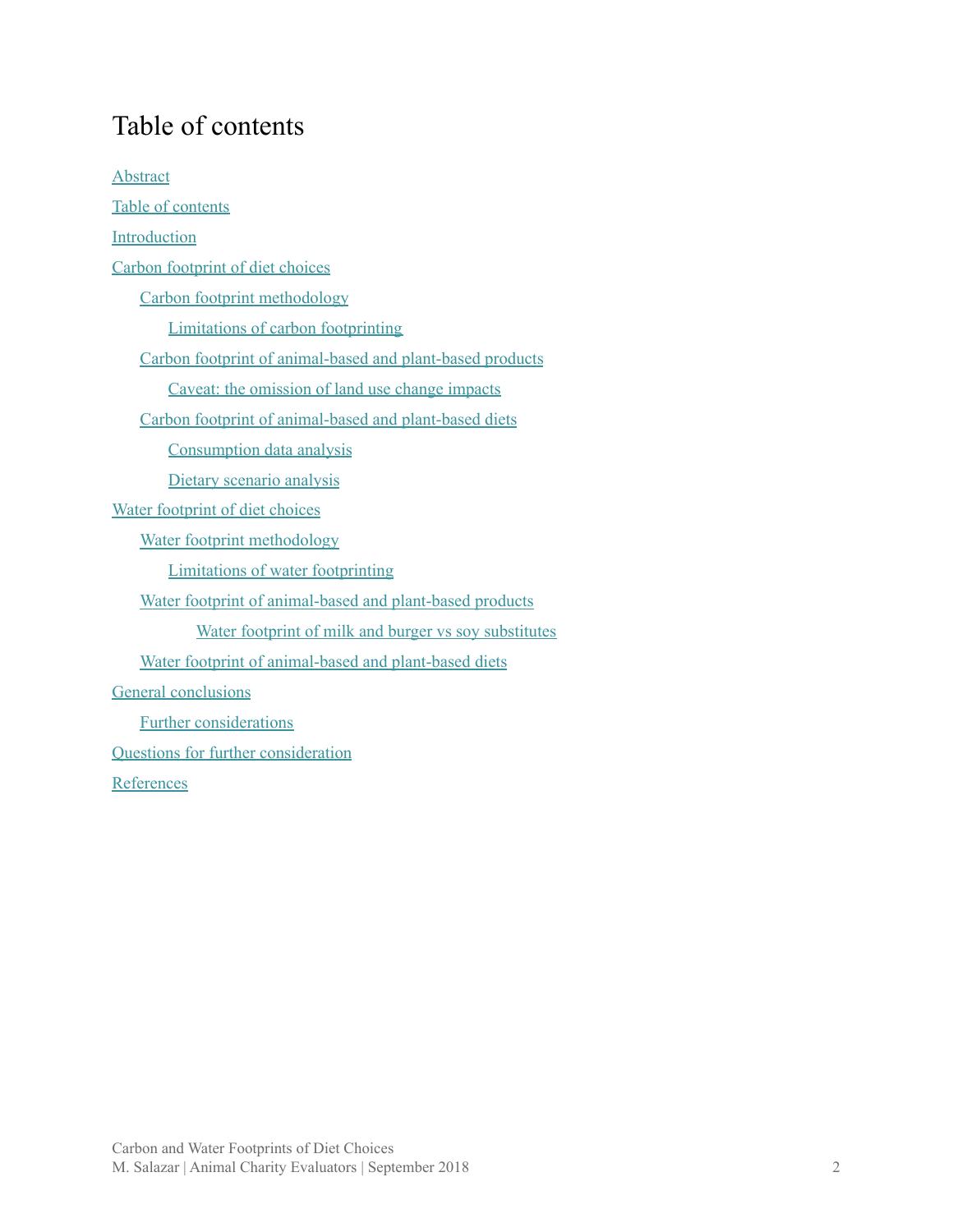# Table of contents

[Abstract](#)

[Table of contents](#)

[Introduction](#)

[Carbon footprint of diet choices](#)

- [Carbon footprint methodology](#)
  - [Limitations of carbon footprinting](#)
- [Carbon footprint of animal-based and plant-based products](#)
  - [Caveat: the omission of land use change impacts](#)
- [Carbon footprint of animal-based and plant-based diets](#)
  - [Consumption data analysis](#)
  - [Dietary scenario analysis](#)

[Water footprint of diet choices](#)

- [Water footprint methodology](#)
  - [Limitations of water footprinting](#)
- [Water footprint of animal-based and plant-based products](#)
    - [Water footprint of milk and burger vs soy substitutes](#)
- [Water footprint of animal-based and plant-based diets](#)

[General conclusions](#)

- [Further considerations](#)

[Questions for further consideration](#)

[References](#)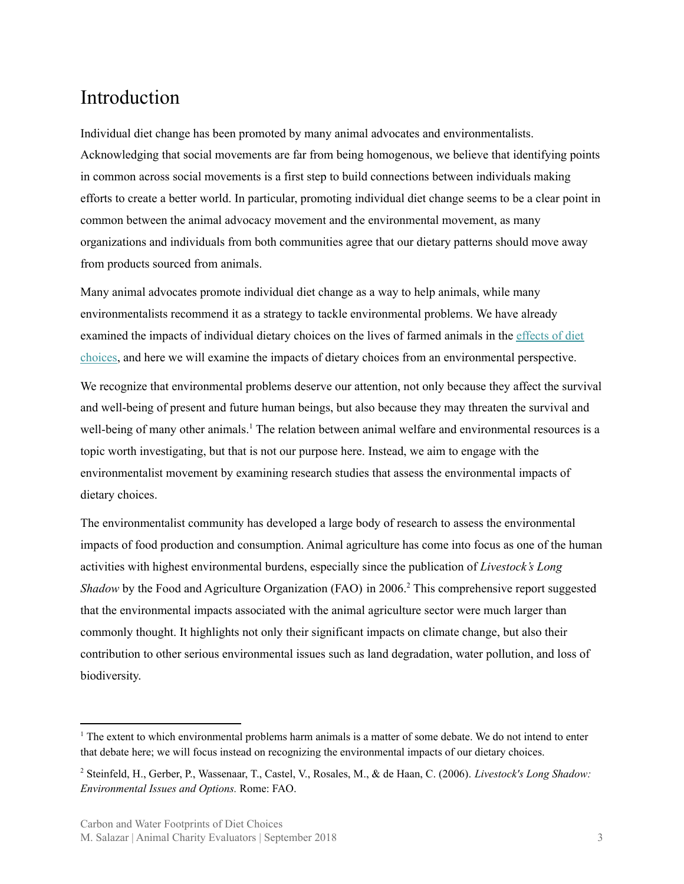# Introduction

Individual diet change has been promoted by many animal advocates and environmentalists. Acknowledging that social movements are far from being homogenous, we believe that identifying points in common across social movements is a first step to build connections between individuals making efforts to create a better world. In particular, promoting individual diet change seems to be a clear point in common between the animal advocacy movement and the environmental movement, as many organizations and individuals from both communities agree that our dietary patterns should move away from products sourced from animals.

Many animal advocates promote individual diet change as a way to help animals, while many environmentalists recommend it as a strategy to tackle environmental problems. We have already examined the impacts of individual dietary choices on the lives of farmed animals in the effects of diet choices, and here we will examine the impacts of dietary choices from an environmental perspective.

We recognize that environmental problems deserve our attention, not only because they affect the survival and well-being of present and future human beings, but also because they may threaten the survival and well-being of many other animals.[1] The relation between animal welfare and environmental resources is a topic worth investigating, but that is not our purpose here. Instead, we aim to engage with the environmentalist movement by examining research studies that assess the environmental impacts of dietary choices.

The environmentalist community has developed a large body of research to assess the environmental impacts of food production and consumption. Animal agriculture has come into focus as one of the human activities with highest environmental burdens, especially since the publication of *Livestock's Long Shadow* by the Food and Agriculture Organization (FAO) in 2006.[2] This comprehensive report suggested that the environmental impacts associated with the animal agriculture sector were much larger than commonly thought. It highlights not only their significant impacts on climate change, but also their contribution to other serious environmental issues such as land degradation, water pollution, and loss of biodiversity.

---

[1] The extent to which environmental problems harm animals is a matter of some debate. We do not intend to enter that debate here; we will focus instead on recognizing the environmental impacts of our dietary choices.

[2] Steinfeld, H., Gerber, P., Wassenaar, T., Castel, V., Rosales, M., & de Haan, C. (2006). *Livestock's Long Shadow: Environmental Issues and Options.* Rome: FAO.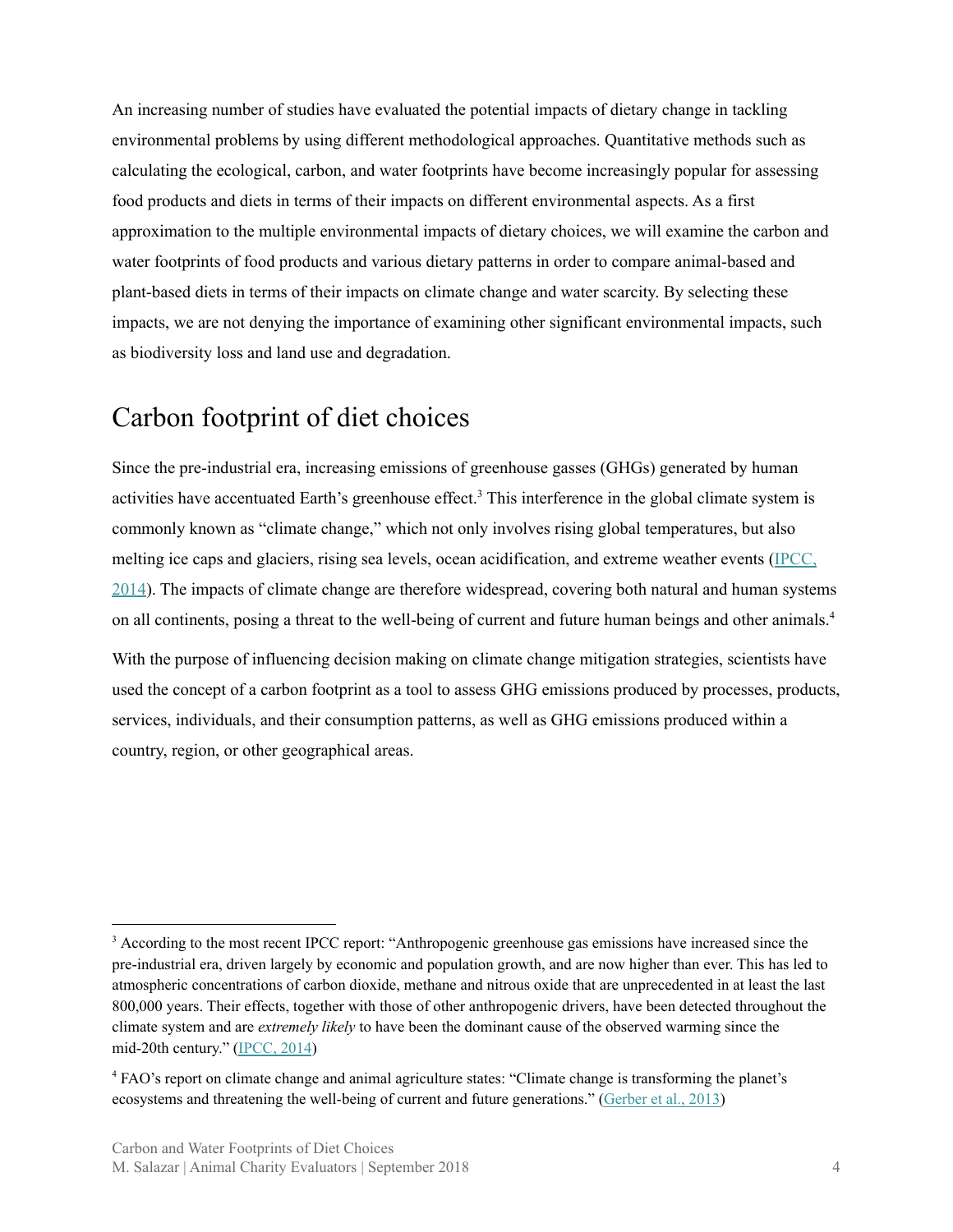An increasing number of studies have evaluated the potential impacts of dietary change in tackling environmental problems by using different methodological approaches. Quantitative methods such as calculating the ecological, carbon, and water footprints have become increasingly popular for assessing food products and diets in terms of their impacts on different environmental aspects. As a first approximation to the multiple environmental impacts of dietary choices, we will examine the carbon and water footprints of food products and various dietary patterns in order to compare animal-based and plant-based diets in terms of their impacts on climate change and water scarcity. By selecting these impacts, we are not denying the importance of examining other significant environmental impacts, such as biodiversity loss and land use and degradation.

## Carbon footprint of diet choices

Since the pre-industrial era, increasing emissions of greenhouse gasses (GHGs) generated by human activities have accentuated Earth's greenhouse effect.[3] This interference in the global climate system is commonly known as "climate change," which not only involves rising global temperatures, but also melting ice caps and glaciers, rising sea levels, ocean acidification, and extreme weather events (IPCC, 2014). The impacts of climate change are therefore widespread, covering both natural and human systems on all continents, posing a threat to the well-being of current and future human beings and other animals.[4]

With the purpose of influencing decision making on climate change mitigation strategies, scientists have used the concept of a carbon footprint as a tool to assess GHG emissions produced by processes, products, services, individuals, and their consumption patterns, as well as GHG emissions produced within a country, region, or other geographical areas.

---

[3] According to the most recent IPCC report: "Anthropogenic greenhouse gas emissions have increased since the pre-industrial era, driven largely by economic and population growth, and are now higher than ever. This has led to atmospheric concentrations of carbon dioxide, methane and nitrous oxide that are unprecedented in at least the last 800,000 years. Their effects, together with those of other anthropogenic drivers, have been detected throughout the climate system and are *extremely likely* to have been the dominant cause of the observed warming since the mid-20th century." (IPCC, 2014)

[4] FAO's report on climate change and animal agriculture states: "Climate change is transforming the planet's ecosystems and threatening the well-being of current and future generations." (Gerber et al., 2013)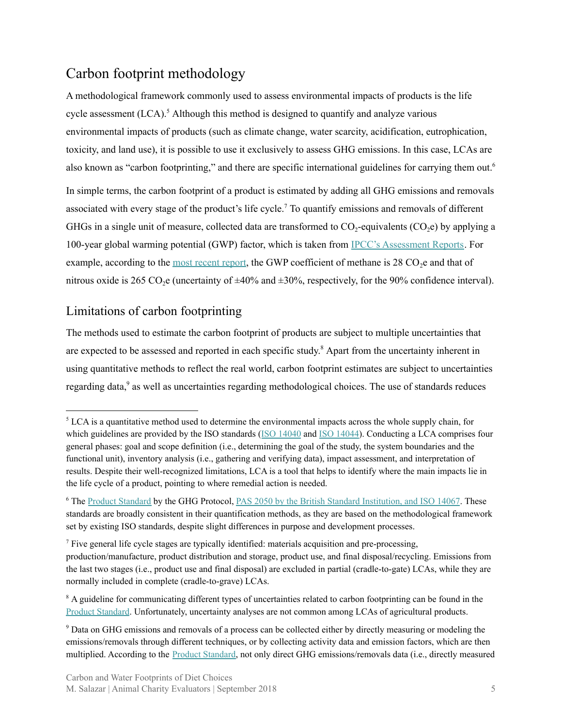## Carbon footprint methodology

A methodological framework commonly used to assess environmental impacts of products is the life cycle assessment (LCA).[5] Although this method is designed to quantify and analyze various environmental impacts of products (such as climate change, water scarcity, acidification, eutrophication, toxicity, and land use), it is possible to use it exclusively to assess GHG emissions. In this case, LCAs are also known as "carbon footprinting," and there are specific international guidelines for carrying them out.[6]

In simple terms, the carbon footprint of a product is estimated by adding all GHG emissions and removals associated with every stage of the product's life cycle.[7] To quantify emissions and removals of different GHGs in a single unit of measure, collected data are transformed to $CO_2$-equivalents ($CO_2e$) by applying a 100-year global warming potential (GWP) factor, which is taken from IPCC's Assessment Reports. For example, according to the most recent report, the GWP coefficient of methane is 28 $CO_2e$ and that of nitrous oxide is 265 $CO_2e$ (uncertainty of ±40% and ±30%, respectively, for the 90% confidence interval).

## Limitations of carbon footprinting

The methods used to estimate the carbon footprint of products are subject to multiple uncertainties that are expected to be assessed and reported in each specific study.[8] Apart from the uncertainty inherent in using quantitative methods to reflect the real world, carbon footprint estimates are subject to uncertainties regarding data,[9] as well as uncertainties regarding methodological choices. The use of standards reduces

---

[5] LCA is a quantitative method used to determine the environmental impacts across the whole supply chain, for which guidelines are provided by the ISO standards (ISO 14040 and ISO 14044). Conducting a LCA comprises four general phases: goal and scope definition (i.e., determining the goal of the study, the system boundaries and the functional unit), inventory analysis (i.e., gathering and verifying data), impact assessment, and interpretation of results. Despite their well-recognized limitations, LCA is a tool that helps to identify where the main impacts lie in the life cycle of a product, pointing to where remedial action is needed.

[6] The Product Standard by the GHG Protocol, PAS 2050 by the British Standard Institution, and ISO 14067. These standards are broadly consistent in their quantification methods, as they are based on the methodological framework set by existing ISO standards, despite slight differences in purpose and development processes.

[7] Five general life cycle stages are typically identified: materials acquisition and pre-processing, production/manufacture, product distribution and storage, product use, and final disposal/recycling. Emissions from the last two stages (i.e., product use and final disposal) are excluded in partial (cradle-to-gate) LCAs, while they are normally included in complete (cradle-to-grave) LCAs.

[8] A guideline for communicating different types of uncertainties related to carbon footprinting can be found in the Product Standard. Unfortunately, uncertainty analyses are not common among LCAs of agricultural products.

[9] Data on GHG emissions and removals of a process can be collected either by directly measuring or modeling the emissions/removals through different techniques, or by collecting activity data and emission factors, which are then multiplied. According to the Product Standard, not only direct GHG emissions/removals data (i.e., directly measured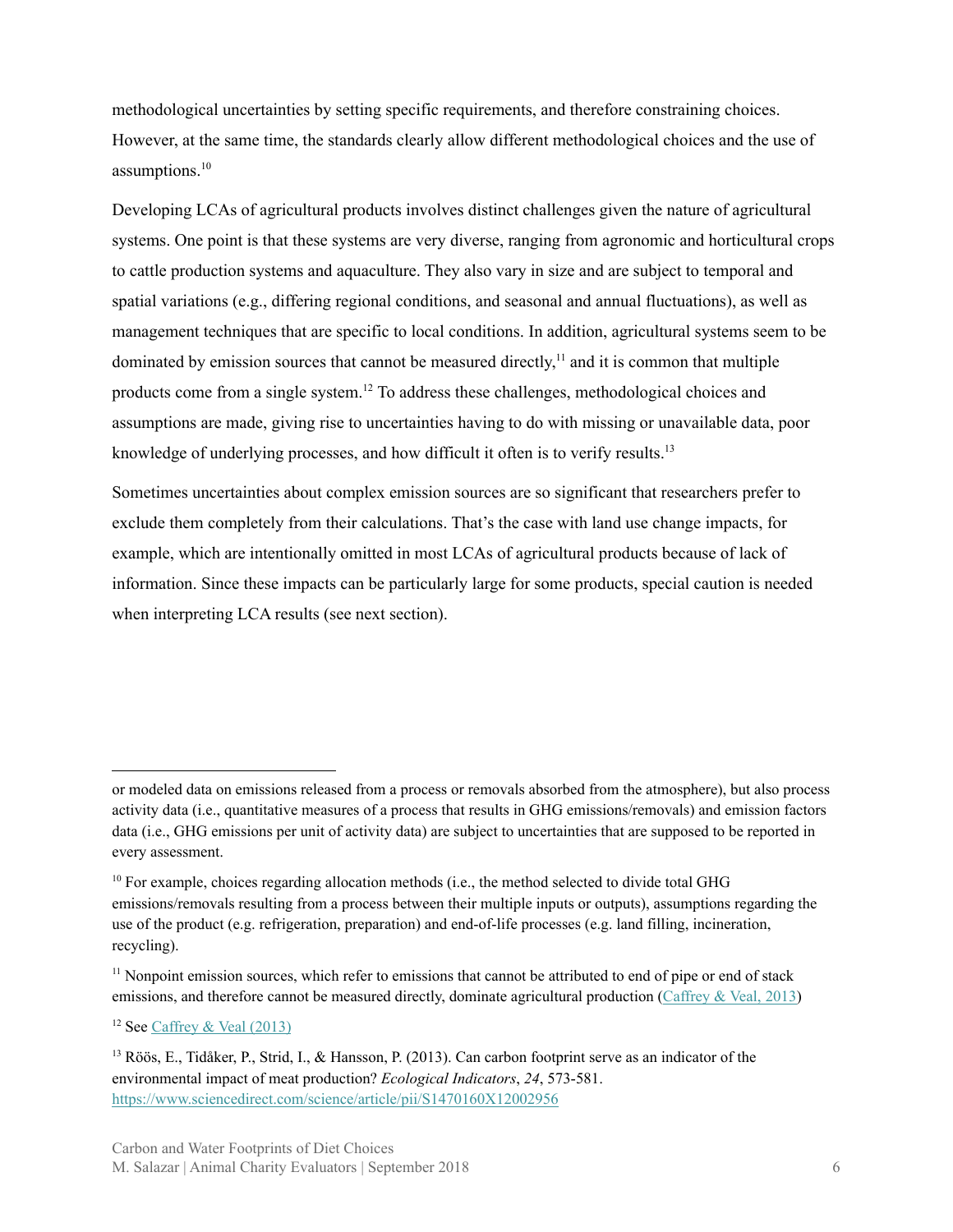methodological uncertainties by setting specific requirements, and therefore constraining choices. However, at the same time, the standards clearly allow different methodological choices and the use of assumptions.[10]

Developing LCAs of agricultural products involves distinct challenges given the nature of agricultural systems. One point is that these systems are very diverse, ranging from agronomic and horticultural crops to cattle production systems and aquaculture. They also vary in size and are subject to temporal and spatial variations (e.g., differing regional conditions, and seasonal and annual fluctuations), as well as management techniques that are specific to local conditions. In addition, agricultural systems seem to be dominated by emission sources that cannot be measured directly,[11] and it is common that multiple products come from a single system.[12] To address these challenges, methodological choices and assumptions are made, giving rise to uncertainties having to do with missing or unavailable data, poor knowledge of underlying processes, and how difficult it often is to verify results.[13]

Sometimes uncertainties about complex emission sources are so significant that researchers prefer to exclude them completely from their calculations. That's the case with land use change impacts, for example, which are intentionally omitted in most LCAs of agricultural products because of lack of information. Since these impacts can be particularly large for some products, special caution is needed when interpreting LCA results (see next section).

---

or modeled data on emissions released from a process or removals absorbed from the atmosphere), but also process activity data (i.e., quantitative measures of a process that results in GHG emissions/removals) and emission factors data (i.e., GHG emissions per unit of activity data) are subject to uncertainties that are supposed to be reported in every assessment.

[10] For example, choices regarding allocation methods (i.e., the method selected to divide total GHG emissions/removals resulting from a process between their multiple inputs or outputs), assumptions regarding the use of the product (e.g. refrigeration, preparation) and end-of-life processes (e.g. land filling, incineration, recycling).

[11] Nonpoint emission sources, which refer to emissions that cannot be attributed to end of pipe or end of stack emissions, and therefore cannot be measured directly, dominate agricultural production (Caffrey & Veal, 2013)

[12] See Caffrey & Veal (2013)

[13] Röös, E., Tidåker, P., Strid, I., & Hansson, P. (2013). Can carbon footprint serve as an indicator of the environmental impact of meat production? *Ecological Indicators*, *24*, 573-581. https://www.sciencedirect.com/science/article/pii/S1470160X12002956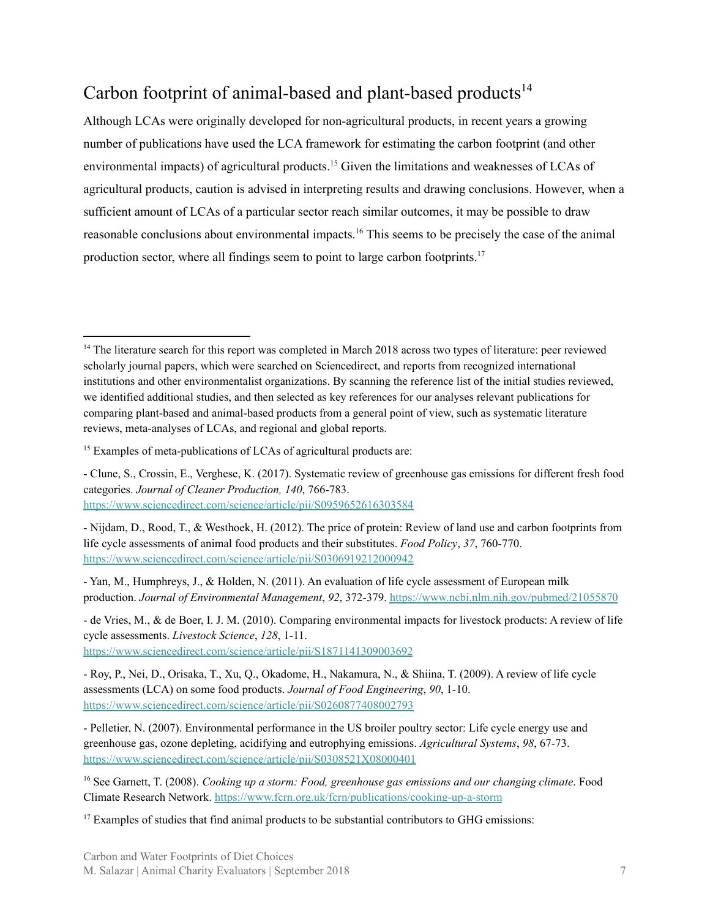## Carbon footprint of animal-based and plant-based products[14]

Although LCAs were originally developed for non-agricultural products, in recent years a growing number of publications have used the LCA framework for estimating the carbon footprint (and other environmental impacts) of agricultural products.[15] Given the limitations and weaknesses of LCAs of agricultural products, caution is advised in interpreting results and drawing conclusions. However, when a sufficient amount of LCAs of a particular sector reach similar outcomes, it may be possible to draw reasonable conclusions about environmental impacts.[16] This seems to be precisely the case of the animal production sector, where all findings seem to point to large carbon footprints.[17]

---

[14] The literature search for this report was completed in March 2018 across two types of literature: peer reviewed scholarly journal papers, which were searched on Sciencedirect, and reports from recognized international institutions and other environmentalist organizations. By scanning the reference list of the initial studies reviewed, we identified additional studies, and then selected as key references for our analyses relevant publications for comparing plant-based and animal-based products from a general point of view, such as systematic literature reviews, meta-analyses of LCAs, and regional and global reports.

[15] Examples of meta-publications of LCAs of agricultural products are:

- Clune, S., Crossin, E., Verghese, K. (2017). Systematic review of greenhouse gas emissions for different fresh food categories. *Journal of Cleaner Production, 140*, 766-783. https://www.sciencedirect.com/science/article/pii/S0959652616303584

- Nijdam, D., Rood, T., & Westhoek, H. (2012). The price of protein: Review of land use and carbon footprints from life cycle assessments of animal food products and their substitutes. *Food Policy*, *37*, 760-770. https://www.sciencedirect.com/science/article/pii/S0306919212000942

- Yan, M., Humphreys, J., & Holden, N. (2011). An evaluation of life cycle assessment of European milk production. *Journal of Environmental Management*, *92*, 372-379. https://www.ncbi.nlm.nih.gov/pubmed/21055870

- de Vries, M., & de Boer, I. J. M. (2010). Comparing environmental impacts for livestock products: A review of life cycle assessments. *Livestock Science*, *128*, 1-11. https://www.sciencedirect.com/science/article/pii/S1871141309003692

- Roy, P., Nei, D., Orisaka, T., Xu, Q., Okadome, H., Nakamura, N., & Shiina, T. (2009). A review of life cycle assessments (LCA) on some food products. *Journal of Food Engineering*, *90*, 1-10. https://www.sciencedirect.com/science/article/pii/S0260877408002793

- Pelletier, N. (2007). Environmental performance in the US broiler poultry sector: Life cycle energy use and greenhouse gas, ozone depleting, acidifying and eutrophying emissions. *Agricultural Systems*, *98*, 67-73. https://www.sciencedirect.com/science/article/pii/S0308521X08000401

[16] See Garnett, T. (2008). *Cooking up a storm: Food, greenhouse gas emissions and our changing climate*. Food Climate Research Network. https://www.fcrn.org.uk/fcrn/publications/cooking-up-a-storm

[17] Examples of studies that find animal products to be substantial contributors to GHG emissions: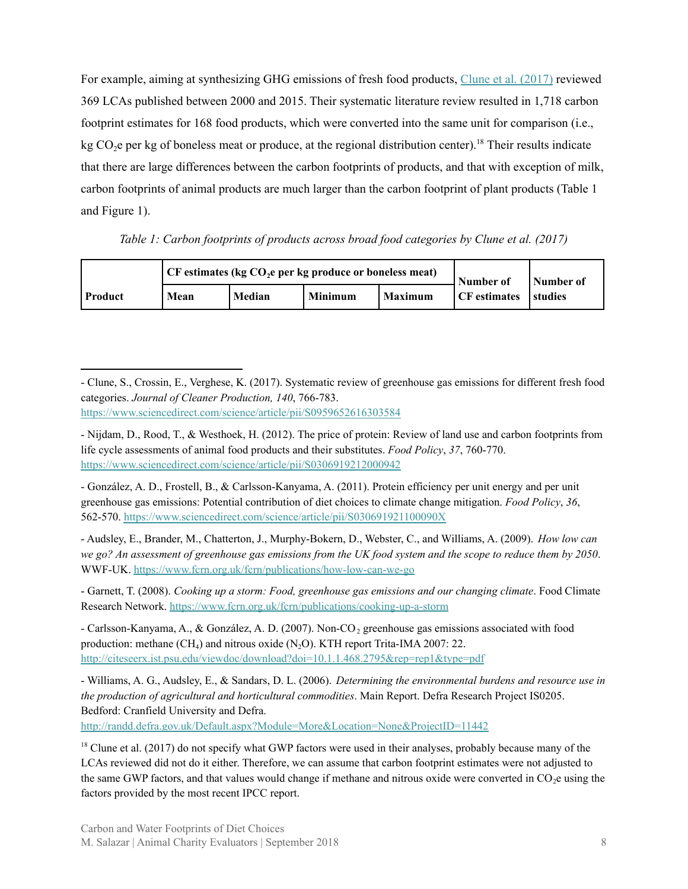For example, aiming at synthesizing GHG emissions of fresh food products, Clune et al. (2017) reviewed 369 LCAs published between 2000 and 2015. Their systematic literature review resulted in 1,718 carbon footprint estimates for 168 food products, which were converted into the same unit for comparison (i.e., kg $CO_2$e per kg of boneless meat or produce, at the regional distribution center).[18] Their results indicate that there are large differences between the carbon footprints of products, and that with exception of milk, carbon footprints of animal products are much larger than the carbon footprint of plant products (Table 1 and Figure 1).

*Table 1: Carbon footprints of products across broad food categories by Clune et al. (2017)*

| Product | CF estimates (kg $CO_2$e per kg produce or boneless meat) | | | | Number of CF estimates | Number of studies |
|---|---|---|---|---|---|---|
| | Mean | Median | Minimum | Maximum | | |

---

- Clune, S., Crossin, E., Verghese, K. (2017). Systematic review of greenhouse gas emissions for different fresh food categories. *Journal of Cleaner Production, 140*, 766-783. https://www.sciencedirect.com/science/article/pii/S0959652616303584

- Nijdam, D., Rood, T., & Westhoek, H. (2012). The price of protein: Review of land use and carbon footprints from life cycle assessments of animal food products and their substitutes. *Food Policy*, *37*, 760-770. https://www.sciencedirect.com/science/article/pii/S0306919212000942

- González, A. D., Frostell, B., & Carlsson-Kanyama, A. (2011). Protein efficiency per unit energy and per unit greenhouse gas emissions: Potential contribution of diet choices to climate change mitigation. *Food Policy*, *36*, 562-570. https://www.sciencedirect.com/science/article/pii/S030691921100090X

- Audsley, E., Brander, M., Chatterton, J., Murphy-Bokern, D., Webster, C., and Williams, A. (2009). *How low can we go? An assessment of greenhouse gas emissions from the UK food system and the scope to reduce them by 2050*. WWF-UK. https://www.fcrn.org.uk/fcrn/publications/how-low-can-we-go

- Garnett, T. (2008). *Cooking up a storm: Food, greenhouse gas emissions and our changing climate*. Food Climate Research Network. https://www.fcrn.org.uk/fcrn/publications/cooking-up-a-storm

- Carlsson-Kanyama, A., & González, A. D. (2007). Non-$CO_2$ greenhouse gas emissions associated with food production: methane ($CH_4$) and nitrous oxide ($N_2O$). KTH report Trita-IMA 2007: 22. http://citeseerx.ist.psu.edu/viewdoc/download?doi=10.1.1.468.2795&rep=rep1&type=pdf

- Williams, A. G., Audsley, E., & Sandars, D. L. (2006). *Determining the environmental burdens and resource use in the production of agricultural and horticultural commodities*. Main Report. Defra Research Project IS0205. Bedford: Cranfield University and Defra. http://randd.defra.gov.uk/Default.aspx?Module=More&Location=None&ProjectID=11442

[18] Clune et al. (2017) do not specify what GWP factors were used in their analyses, probably because many of the LCAs reviewed did not do it either. Therefore, we can assume that carbon footprint estimates were not adjusted to the same GWP factors, and that values would change if methane and nitrous oxide were converted in $CO_2$e using the factors provided by the most recent IPCC report.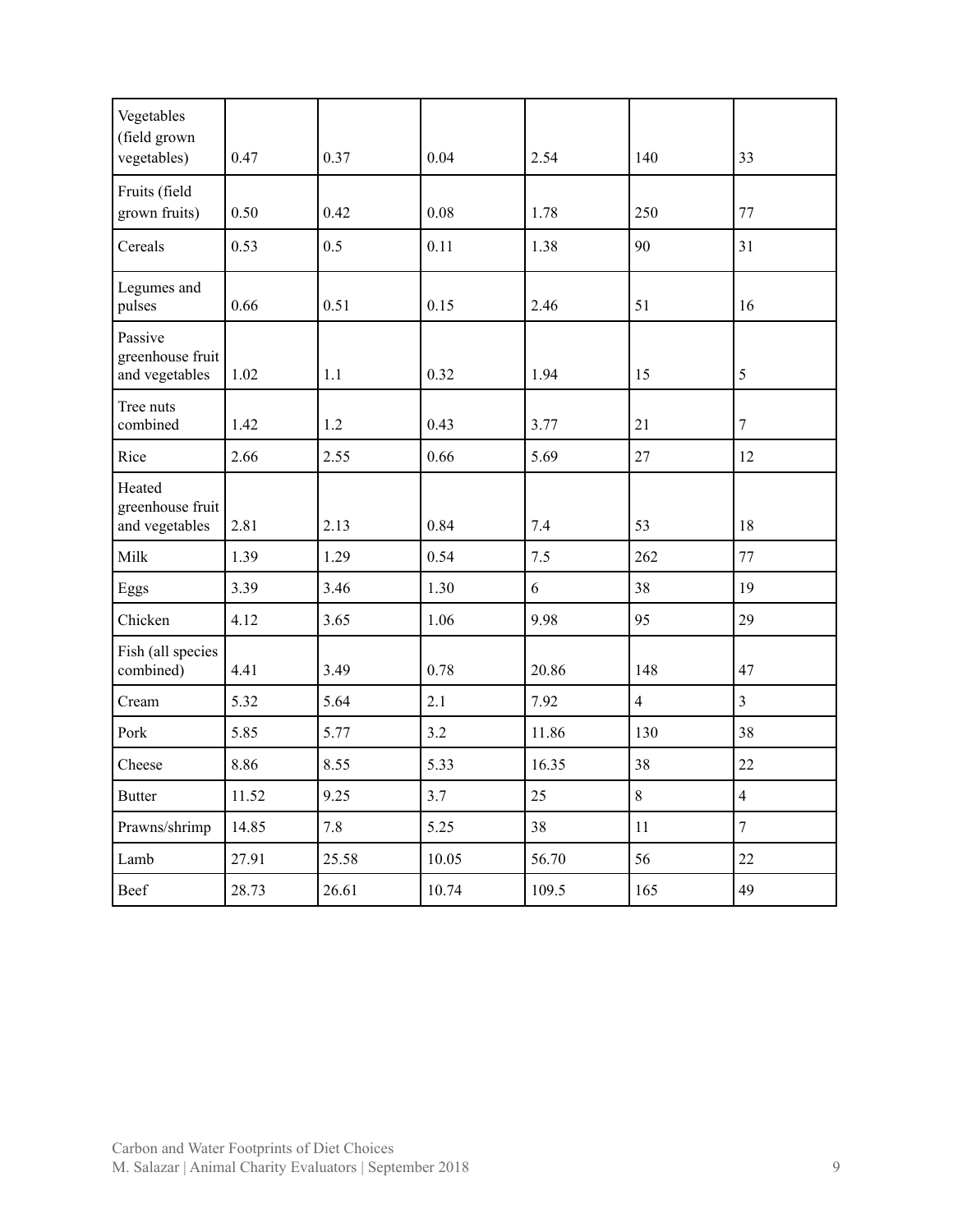| Vegetables (field grown vegetables) | 0.47 | 0.37 | 0.04 | 2.54 | 140 | 33 |
| --- | --- | --- | --- | --- | --- | --- |
| Fruits (field grown fruits) | 0.50 | 0.42 | 0.08 | 1.78 | 250 | 77 |
| Cereals | 0.53 | 0.5 | 0.11 | 1.38 | 90 | 31 |
| Legumes and pulses | 0.66 | 0.51 | 0.15 | 2.46 | 51 | 16 |
| Passive greenhouse fruit and vegetables | 1.02 | 1.1 | 0.32 | 1.94 | 15 | 5 |
| Tree nuts combined | 1.42 | 1.2 | 0.43 | 3.77 | 21 | 7 |
| Rice | 2.66 | 2.55 | 0.66 | 5.69 | 27 | 12 |
| Heated greenhouse fruit and vegetables | 2.81 | 2.13 | 0.84 | 7.4 | 53 | 18 |
| Milk | 1.39 | 1.29 | 0.54 | 7.5 | 262 | 77 |
| Eggs | 3.39 | 3.46 | 1.30 | 6 | 38 | 19 |
| Chicken | 4.12 | 3.65 | 1.06 | 9.98 | 95 | 29 |
| Fish (all species combined) | 4.41 | 3.49 | 0.78 | 20.86 | 148 | 47 |
| Cream | 5.32 | 5.64 | 2.1 | 7.92 | 4 | 3 |
| Pork | 5.85 | 5.77 | 3.2 | 11.86 | 130 | 38 |
| Cheese | 8.86 | 8.55 | 5.33 | 16.35 | 38 | 22 |
| Butter | 11.52 | 9.25 | 3.7 | 25 | 8 | 4 |
| Prawns/shrimp | 14.85 | 7.8 | 5.25 | 38 | 11 | 7 |
| Lamb | 27.91 | 25.58 | 10.05 | 56.70 | 56 | 22 |
| Beef | 28.73 | 26.61 | 10.74 | 109.5 | 165 | 49 |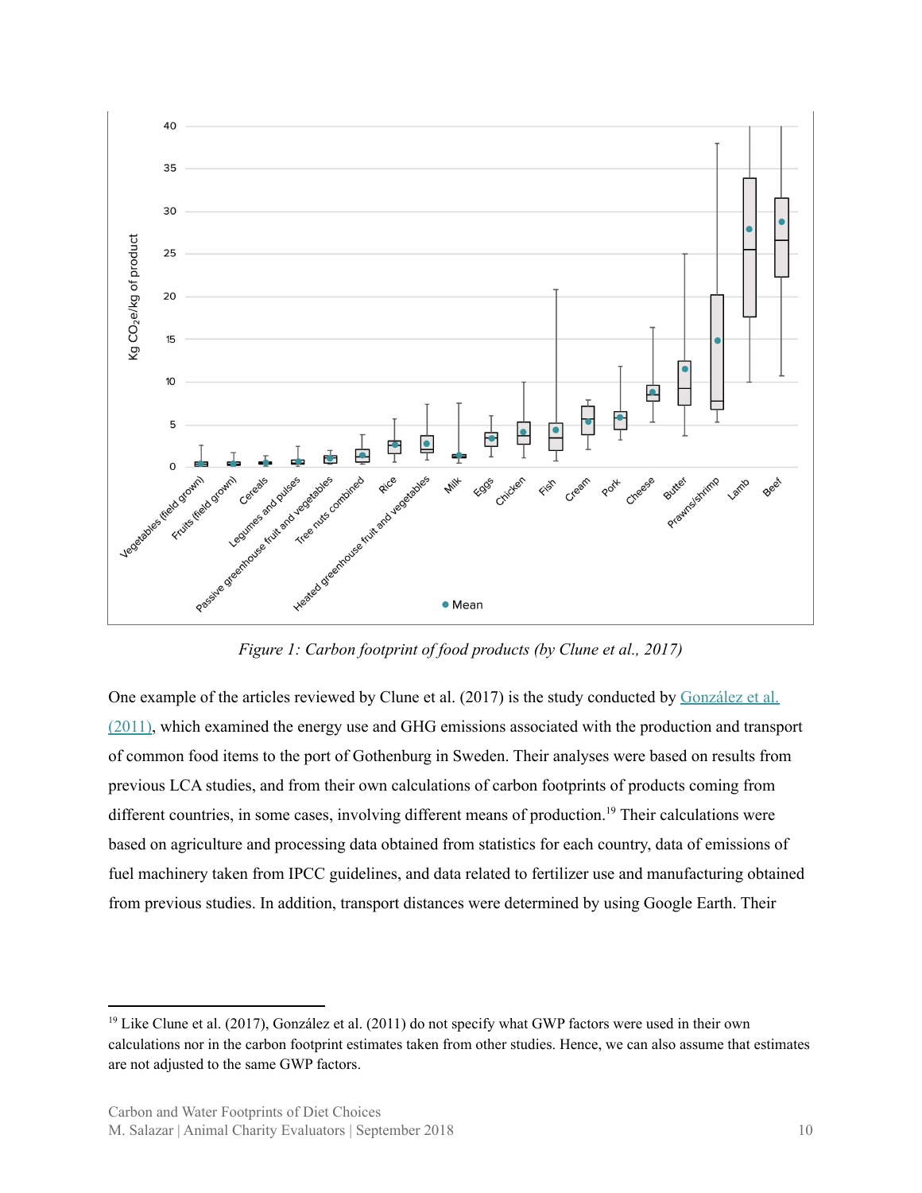*Figure 1: Carbon footprint of food products (by Clune et al., 2017)*

One example of the articles reviewed by Clune et al. (2017) is the study conducted by [González et al. (2011)](), which examined the energy use and GHG emissions associated with the production and transport of common food items to the port of Gothenburg in Sweden. Their analyses were based on results from previous LCA studies, and from their own calculations of carbon footprints of products coming from different countries, in some cases, involving different means of production.[19] Their calculations were based on agriculture and processing data obtained from statistics for each country, data of emissions of fuel machinery taken from IPCC guidelines, and data related to fertilizer use and manufacturing obtained from previous studies. In addition, transport distances were determined by using Google Earth. Their

[19] Like Clune et al. (2017), González et al. (2011) do not specify what GWP factors were used in their own calculations nor in the carbon footprint estimates taken from other studies. Hence, we can also assume that estimates are not adjusted to the same GWP factors.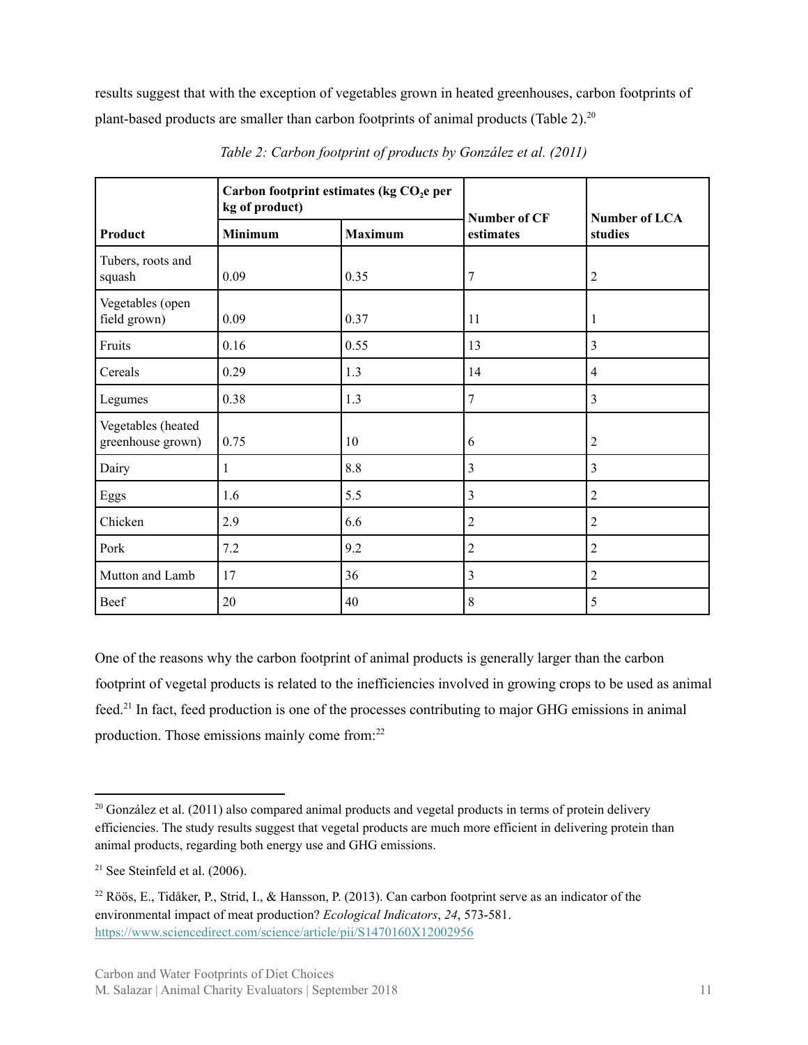results suggest that with the exception of vegetables grown in heated greenhouses, carbon footprints of plant-based products are smaller than carbon footprints of animal products (Table 2).[20]

*Table 2: Carbon footprint of products by González et al. (2011)*

| Product | Carbon footprint estimates (kg $CO_2$e per kg of product) | | Number of CF estimates | Number of LCA studies |
|---|---|---|---|---|
| | Minimum | Maximum | | |
| Tubers, roots and squash | 0.09 | 0.35 | 7 | 2 |
| Vegetables (open field grown) | 0.09 | 0.37 | 11 | 1 |
| Fruits | 0.16 | 0.55 | 13 | 3 |
| Cereals | 0.29 | 1.3 | 14 | 4 |
| Legumes | 0.38 | 1.3 | 7 | 3 |
| Vegetables (heated greenhouse grown) | 0.75 | 10 | 6 | 2 |
| Dairy | 1 | 8.8 | 3 | 3 |
| Eggs | 1.6 | 5.5 | 3 | 2 |
| Chicken | 2.9 | 6.6 | 2 | 2 |
| Pork | 7.2 | 9.2 | 2 | 2 |
| Mutton and Lamb | 17 | 36 | 3 | 2 |
| Beef | 20 | 40 | 8 | 5 |

One of the reasons why the carbon footprint of animal products is generally larger than the carbon footprint of vegetal products is related to the inefficiencies involved in growing crops to be used as animal feed.[21] In fact, feed production is one of the processes contributing to major GHG emissions in animal production. Those emissions mainly come from:[22]

---

[20] González et al. (2011) also compared animal products and vegetal products in terms of protein delivery efficiencies. The study results suggest that vegetal products are much more efficient in delivering protein than animal products, regarding both energy use and GHG emissions.

[21] See Steinfeld et al. (2006).

[22] Röös, E., Tidåker, P., Strid, I., & Hansson, P. (2013). Can carbon footprint serve as an indicator of the environmental impact of meat production? *Ecological Indicators*, *24*, 573-581. https://www.sciencedirect.com/science/article/pii/S1470160X12002956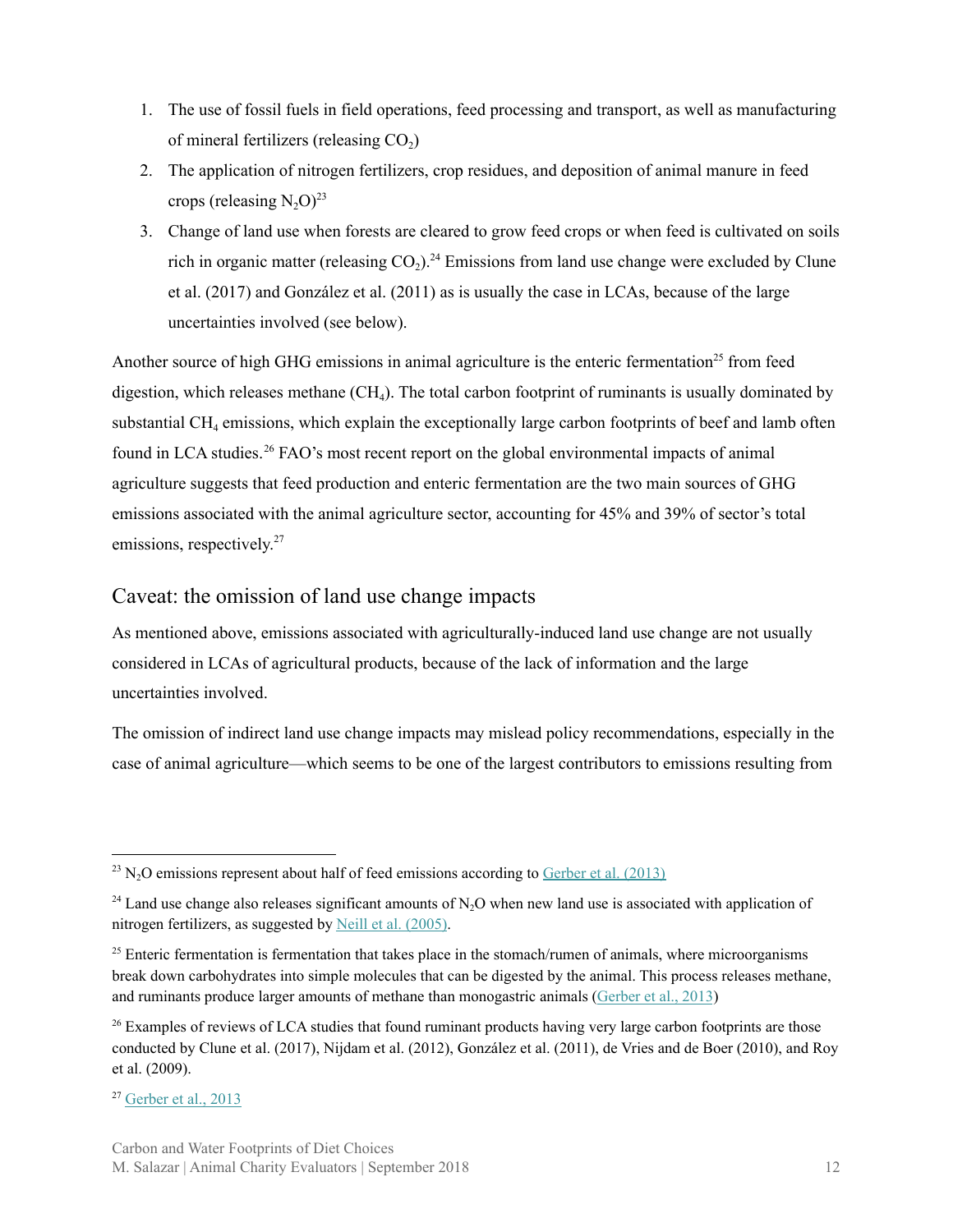1. The use of fossil fuels in field operations, feed processing and transport, as well as manufacturing of mineral fertilizers (releasing $CO_2$)
2. The application of nitrogen fertilizers, crop residues, and deposition of animal manure in feed crops (releasing $N_2O$)[23]
3. Change of land use when forests are cleared to grow feed crops or when feed is cultivated on soils rich in organic matter (releasing $CO_2$).[24] Emissions from land use change were excluded by Clune et al. (2017) and González et al. (2011) as is usually the case in LCAs, because of the large uncertainties involved (see below).

Another source of high GHG emissions in animal agriculture is the enteric fermentation[25] from feed digestion, which releases methane ($CH_4$). The total carbon footprint of ruminants is usually dominated by substantial $CH_4$ emissions, which explain the exceptionally large carbon footprints of beef and lamb often found in LCA studies.[26] FAO's most recent report on the global environmental impacts of animal agriculture suggests that feed production and enteric fermentation are the two main sources of GHG emissions associated with the animal agriculture sector, accounting for 45% and 39% of sector's total emissions, respectively.[27]

## Caveat: the omission of land use change impacts

As mentioned above, emissions associated with agriculturally-induced land use change are not usually considered in LCAs of agricultural products, because of the lack of information and the large uncertainties involved.

The omission of indirect land use change impacts may mislead policy recommendations, especially in the case of animal agriculture—which seems to be one of the largest contributors to emissions resulting from

---

[23] $N_2O$ emissions represent about half of feed emissions according to Gerber et al. (2013)

[24] Land use change also releases significant amounts of $N_2O$ when new land use is associated with application of nitrogen fertilizers, as suggested by Neill et al. (2005).

[25] Enteric fermentation is fermentation that takes place in the stomach/rumen of animals, where microorganisms break down carbohydrates into simple molecules that can be digested by the animal. This process releases methane, and ruminants produce larger amounts of methane than monogastric animals (Gerber et al., 2013)

[26] Examples of reviews of LCA studies that found ruminant products having very large carbon footprints are those conducted by Clune et al. (2017), Nijdam et al. (2012), González et al. (2011), de Vries and de Boer (2010), and Roy et al. (2009).

[27] Gerber et al., 2013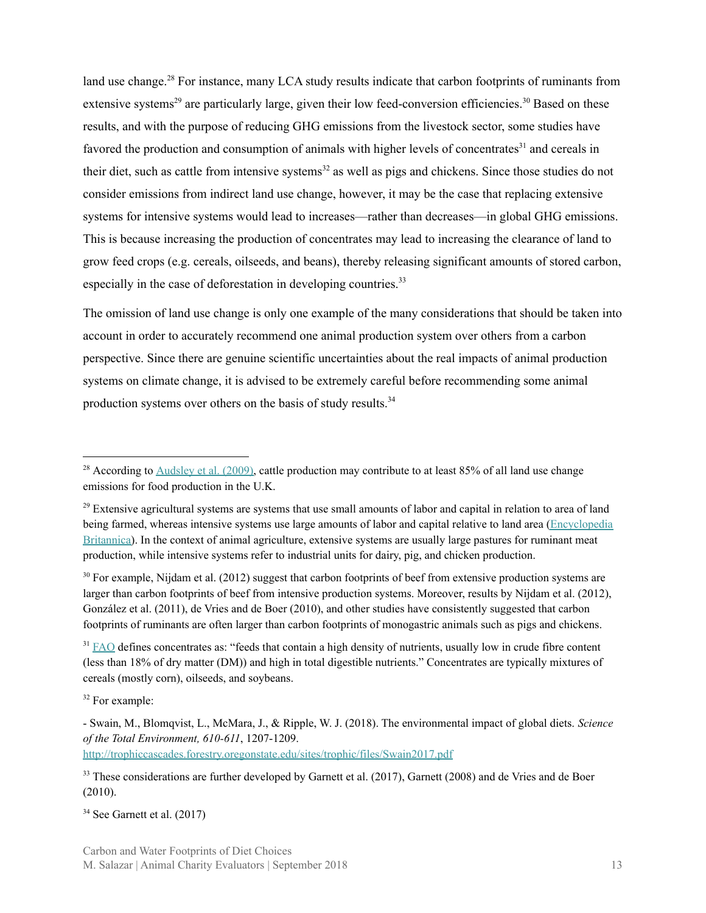land use change.[28] For instance, many LCA study results indicate that carbon footprints of ruminants from extensive systems[29] are particularly large, given their low feed-conversion efficiencies.[30] Based on these results, and with the purpose of reducing GHG emissions from the livestock sector, some studies have favored the production and consumption of animals with higher levels of concentrates[31] and cereals in their diet, such as cattle from intensive systems[32] as well as pigs and chickens. Since those studies do not consider emissions from indirect land use change, however, it may be the case that replacing extensive systems for intensive systems would lead to increases—rather than decreases—in global GHG emissions. This is because increasing the production of concentrates may lead to increasing the clearance of land to grow feed crops (e.g. cereals, oilseeds, and beans), thereby releasing significant amounts of stored carbon, especially in the case of deforestation in developing countries.[33]

The omission of land use change is only one example of the many considerations that should be taken into account in order to accurately recommend one animal production system over others from a carbon perspective. Since there are genuine scientific uncertainties about the real impacts of animal production systems on climate change, it is advised to be extremely careful before recommending some animal production systems over others on the basis of study results.[34]

---

[28] According to Audsley et al. (2009), cattle production may contribute to at least 85% of all land use change emissions for food production in the U.K.

[29] Extensive agricultural systems are systems that use small amounts of labor and capital in relation to area of land being farmed, whereas intensive systems use large amounts of labor and capital relative to land area (Encyclopedia Britannica). In the context of animal agriculture, extensive systems are usually large pastures for ruminant meat production, while intensive systems refer to industrial units for dairy, pig, and chicken production.

[30] For example, Nijdam et al. (2012) suggest that carbon footprints of beef from extensive production systems are larger than carbon footprints of beef from intensive production systems. Moreover, results by Nijdam et al. (2012), González et al. (2011), de Vries and de Boer (2010), and other studies have consistently suggested that carbon footprints of ruminants are often larger than carbon footprints of monogastric animals such as pigs and chickens.

[31] FAO defines concentrates as: "feeds that contain a high density of nutrients, usually low in crude fibre content (less than 18% of dry matter (DM)) and high in total digestible nutrients." Concentrates are typically mixtures of cereals (mostly corn), oilseeds, and soybeans.

[32] For example:

- Swain, M., Blomqvist, L., McMara, J., & Ripple, W. J. (2018). The environmental impact of global diets. *Science of the Total Environment, 610-611*, 1207-1209. http://trophiccascades.forestry.oregonstate.edu/sites/trophic/files/Swain2017.pdf

[33] These considerations are further developed by Garnett et al. (2017), Garnett (2008) and de Vries and de Boer (2010).

[34] See Garnett et al. (2017)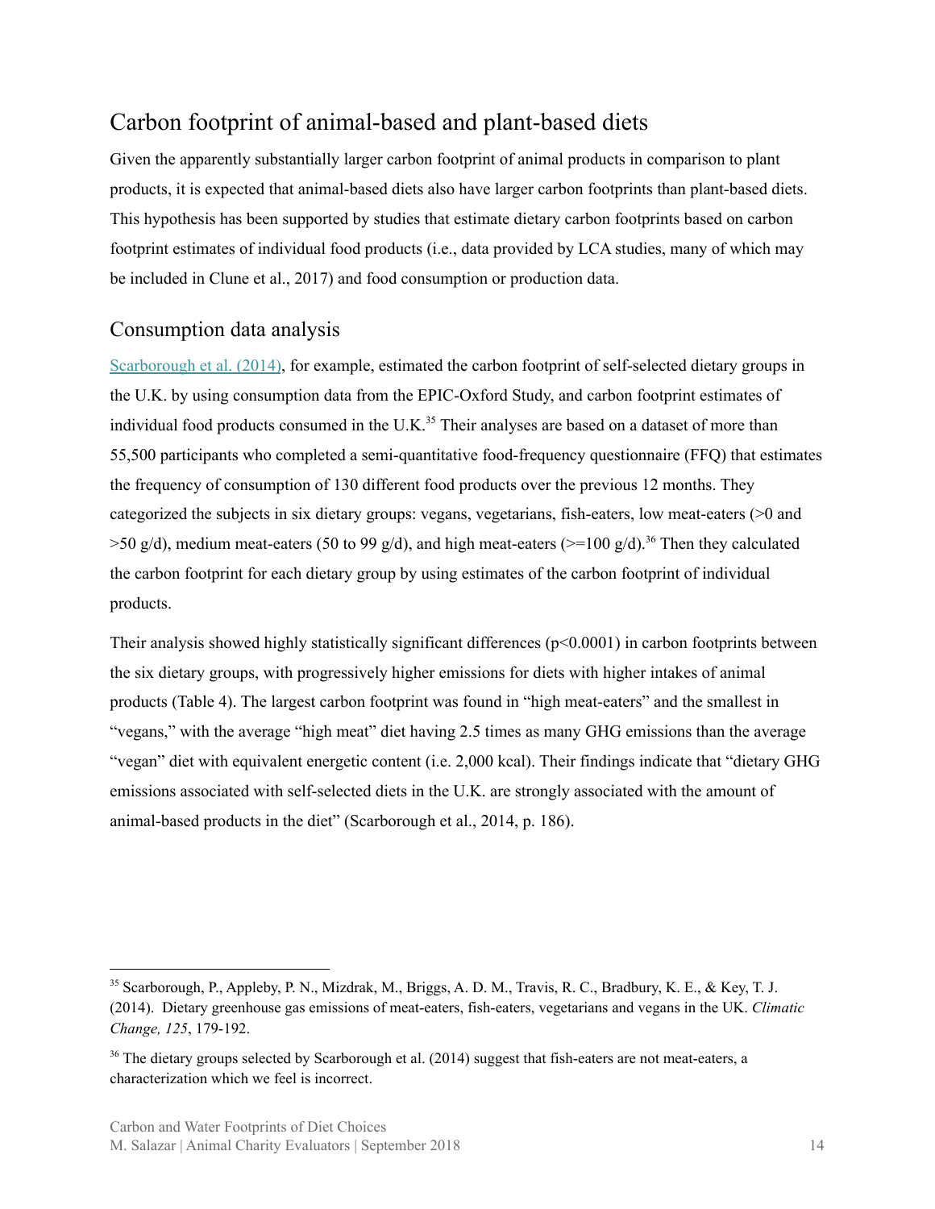## Carbon footprint of animal-based and plant-based diets

Given the apparently substantially larger carbon footprint of animal products in comparison to plant products, it is expected that animal-based diets also have larger carbon footprints than plant-based diets. This hypothesis has been supported by studies that estimate dietary carbon footprints based on carbon footprint estimates of individual food products (i.e., data provided by LCA studies, many of which may be included in Clune et al., 2017) and food consumption or production data.

### Consumption data analysis

Scarborough et al. (2014), for example, estimated the carbon footprint of self-selected dietary groups in the U.K. by using consumption data from the EPIC-Oxford Study, and carbon footprint estimates of individual food products consumed in the U.K.[35] Their analyses are based on a dataset of more than 55,500 participants who completed a semi-quantitative food-frequency questionnaire (FFQ) that estimates the frequency of consumption of 130 different food products over the previous 12 months. They categorized the subjects in six dietary groups: vegans, vegetarians, fish-eaters, low meat-eaters (>0 and >50 g/d), medium meat-eaters (50 to 99 g/d), and high meat-eaters (>=100 g/d).[36] Then they calculated the carbon footprint for each dietary group by using estimates of the carbon footprint of individual products.

Their analysis showed highly statistically significant differences ($p<0.0001$) in carbon footprints between the six dietary groups, with progressively higher emissions for diets with higher intakes of animal products (Table 4). The largest carbon footprint was found in "high meat-eaters" and the smallest in "vegans," with the average "high meat" diet having 2.5 times as many GHG emissions than the average "vegan" diet with equivalent energetic content (i.e. 2,000 kcal). Their findings indicate that "dietary GHG emissions associated with self-selected diets in the U.K. are strongly associated with the amount of animal-based products in the diet" (Scarborough et al., 2014, p. 186).

---

[35] Scarborough, P., Appleby, P. N., Mizdrak, M., Briggs, A. D. M., Travis, R. C., Bradbury, K. E., & Key, T. J. (2014). Dietary greenhouse gas emissions of meat-eaters, fish-eaters, vegetarians and vegans in the UK. *Climatic Change, 125*, 179-192.

[36] The dietary groups selected by Scarborough et al. (2014) suggest that fish-eaters are not meat-eaters, a characterization which we feel is incorrect.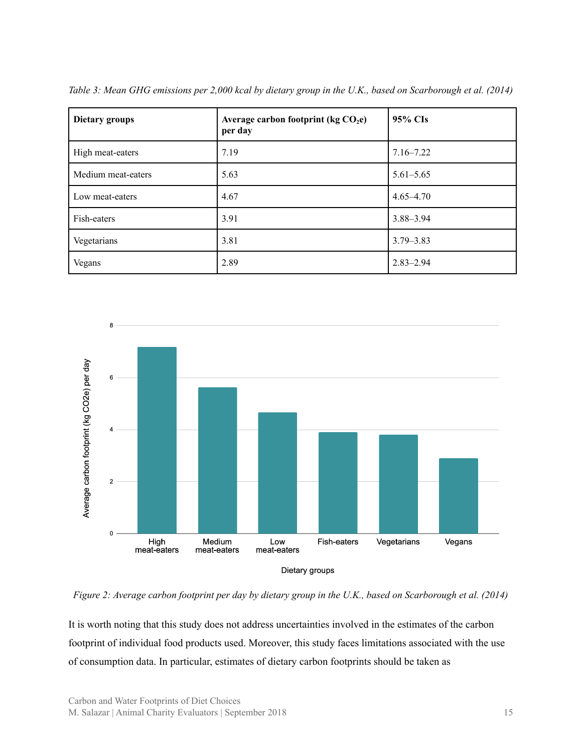*Table 3: Mean GHG emissions per 2,000 kcal by dietary group in the U.K., based on Scarborough et al. (2014)*

| **Dietary groups** | **Average carbon footprint (kg $CO_2$e) per day** | **95% CIs** |
|---|---|---|
| High meat-eaters | 7.19 | 7.16–7.22 |
| Medium meat-eaters | 5.63 | 5.61–5.65 |
| Low meat-eaters | 4.67 | 4.65–4.70 |
| Fish-eaters | 3.91 | 3.88–3.94 |
| Vegetarians | 3.81 | 3.79–3.83 |
| Vegans | 2.89 | 2.83–2.94 |

*Figure 2: Average carbon footprint per day by dietary group in the U.K., based on Scarborough et al. (2014)*

It is worth noting that this study does not address uncertainties involved in the estimates of the carbon footprint of individual food products used. Moreover, this study faces limitations associated with the use of consumption data. In particular, estimates of dietary carbon footprints should be taken as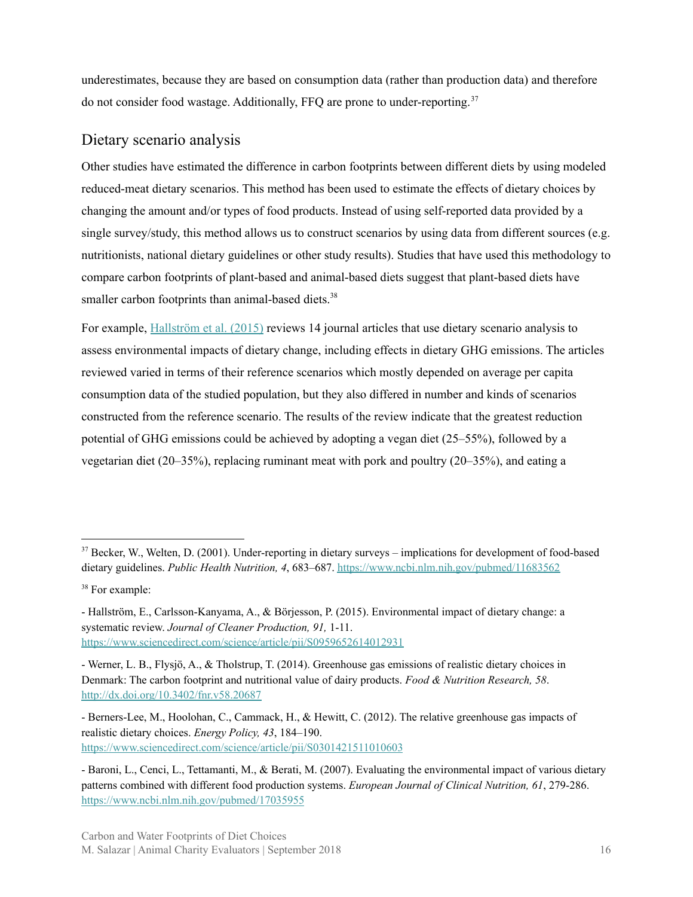underestimates, because they are based on consumption data (rather than production data) and therefore do not consider food wastage. Additionally, FFQ are prone to under-reporting.[37]

## Dietary scenario analysis

Other studies have estimated the difference in carbon footprints between different diets by using modeled reduced-meat dietary scenarios. This method has been used to estimate the effects of dietary choices by changing the amount and/or types of food products. Instead of using self-reported data provided by a single survey/study, this method allows us to construct scenarios by using data from different sources (e.g. nutritionists, national dietary guidelines or other study results). Studies that have used this methodology to compare carbon footprints of plant-based and animal-based diets suggest that plant-based diets have smaller carbon footprints than animal-based diets.[38]

For example, [Hallström et al. (2015)](https://www.sciencedirect.com/science/article/pii/S0959652614012931) reviews 14 journal articles that use dietary scenario analysis to assess environmental impacts of dietary change, including effects in dietary GHG emissions. The articles reviewed varied in terms of their reference scenarios which mostly depended on average per capita consumption data of the studied population, but they also differed in number and kinds of scenarios constructed from the reference scenario. The results of the review indicate that the greatest reduction potential of GHG emissions could be achieved by adopting a vegan diet (25–55%), followed by a vegetarian diet (20–35%), replacing ruminant meat with pork and poultry (20–35%), and eating a

---

[37] Becker, W., Welten, D. (2001). Under-reporting in dietary surveys – implications for development of food-based dietary guidelines. *Public Health Nutrition, 4*, 683–687. https://www.ncbi.nlm.nih.gov/pubmed/11683562

[38] For example:

- Hallström, E., Carlsson-Kanyama, A., & Börjesson, P. (2015). Environmental impact of dietary change: a systematic review. *Journal of Cleaner Production, 91,* 1-11. https://www.sciencedirect.com/science/article/pii/S0959652614012931

- Werner, L. B., Flysjö, A., & Tholstrup, T. (2014). Greenhouse gas emissions of realistic dietary choices in Denmark: The carbon footprint and nutritional value of dairy products. *Food & Nutrition Research, 58*. http://dx.doi.org/10.3402/fnr.v58.20687

- Berners-Lee, M., Hoolohan, C., Cammack, H., & Hewitt, C. (2012). The relative greenhouse gas impacts of realistic dietary choices. *Energy Policy, 43*, 184–190. https://www.sciencedirect.com/science/article/pii/S0301421511010603

- Baroni, L., Cenci, L., Tettamanti, M., & Berati, M. (2007). Evaluating the environmental impact of various dietary patterns combined with different food production systems. *European Journal of Clinical Nutrition, 61*, 279-286. https://www.ncbi.nlm.nih.gov/pubmed/17035955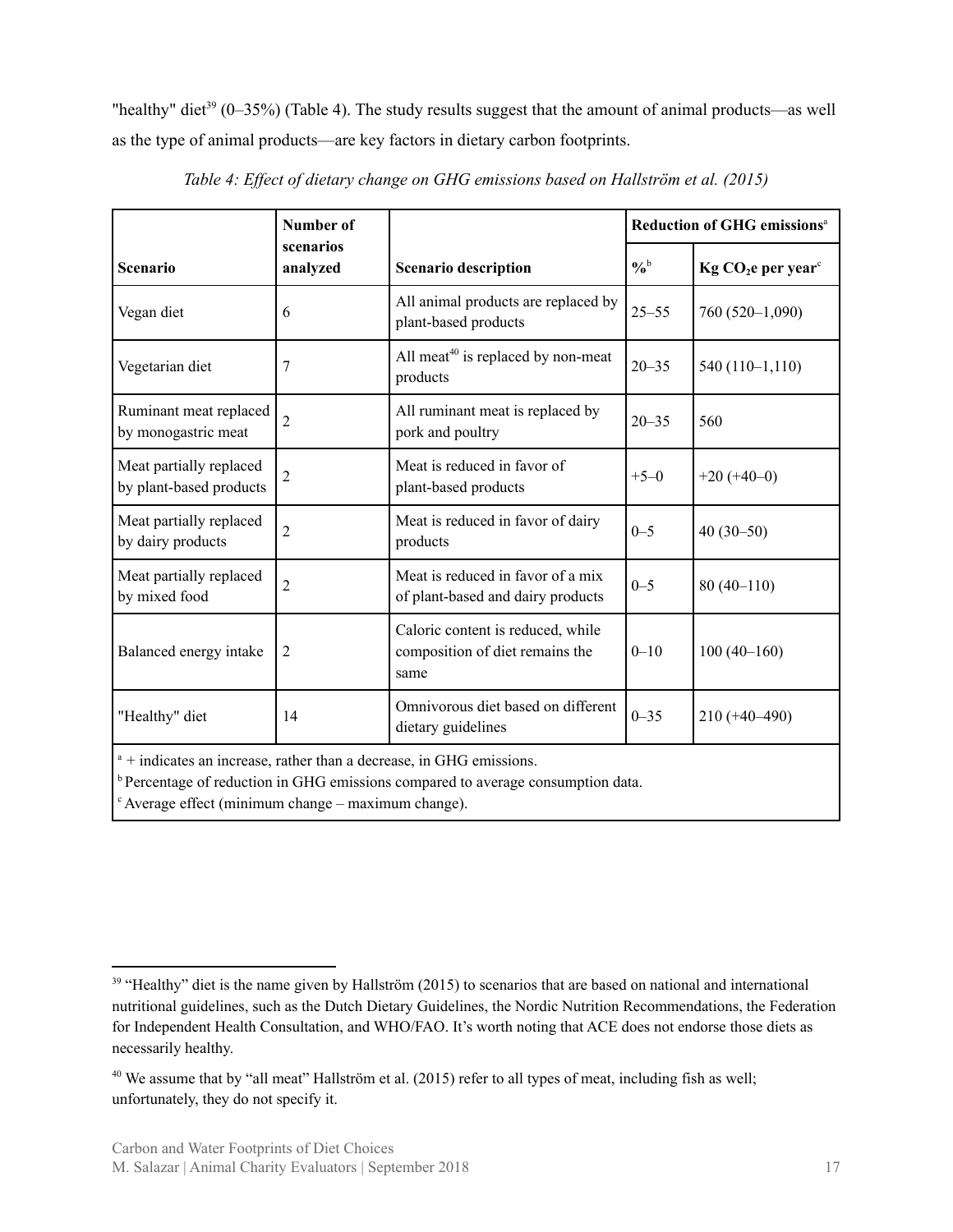"healthy" diet[39] (0–35%) (Table 4). The study results suggest that the amount of animal products—as well as the type of animal products—are key factors in dietary carbon footprints.

*Table 4: Effect of dietary change on GHG emissions based on Hallström et al. (2015)*

| Scenario | Number of scenarios analyzed | Scenario description | Reduction of GHG emissions[a] | |
|---|---|---|---|---|
| | | | %[b] | Kg $CO_2$e per year[c] |
| Vegan diet | 6 | All animal products are replaced by plant-based products | 25–55 | 760 (520–1,090) |
| Vegetarian diet | 7 | All meat[40] is replaced by non-meat products | 20–35 | 540 (110–1,110) |
| Ruminant meat replaced by monogastric meat | 2 | All ruminant meat is replaced by pork and poultry | 20–35 | 560 |
| Meat partially replaced by plant-based products | 2 | Meat is reduced in favor of plant-based products | +5–0 | +20 (+40–0) |
| Meat partially replaced by dairy products | 2 | Meat is reduced in favor of dairy products | 0–5 | 40 (30–50) |
| Meat partially replaced by mixed food | 2 | Meat is reduced in favor of a mix of plant-based and dairy products | 0–5 | 80 (40–110) |
| Balanced energy intake | 2 | Caloric content is reduced, while composition of diet remains the same | 0–10 | 100 (40–160) |
| "Healthy" diet | 14 | Omnivorous diet based on different dietary guidelines | 0–35 | 210 (+40–490) |

[a] + indicates an increase, rather than a decrease, in GHG emissions.
[b] Percentage of reduction in GHG emissions compared to average consumption data.
[c] Average effect (minimum change – maximum change).

[39] "Healthy" diet is the name given by Hallström (2015) to scenarios that are based on national and international nutritional guidelines, such as the Dutch Dietary Guidelines, the Nordic Nutrition Recommendations, the Federation for Independent Health Consultation, and WHO/FAO. It's worth noting that ACE does not endorse those diets as necessarily healthy.

[40] We assume that by "all meat" Hallström et al. (2015) refer to all types of meat, including fish as well; unfortunately, they do not specify it.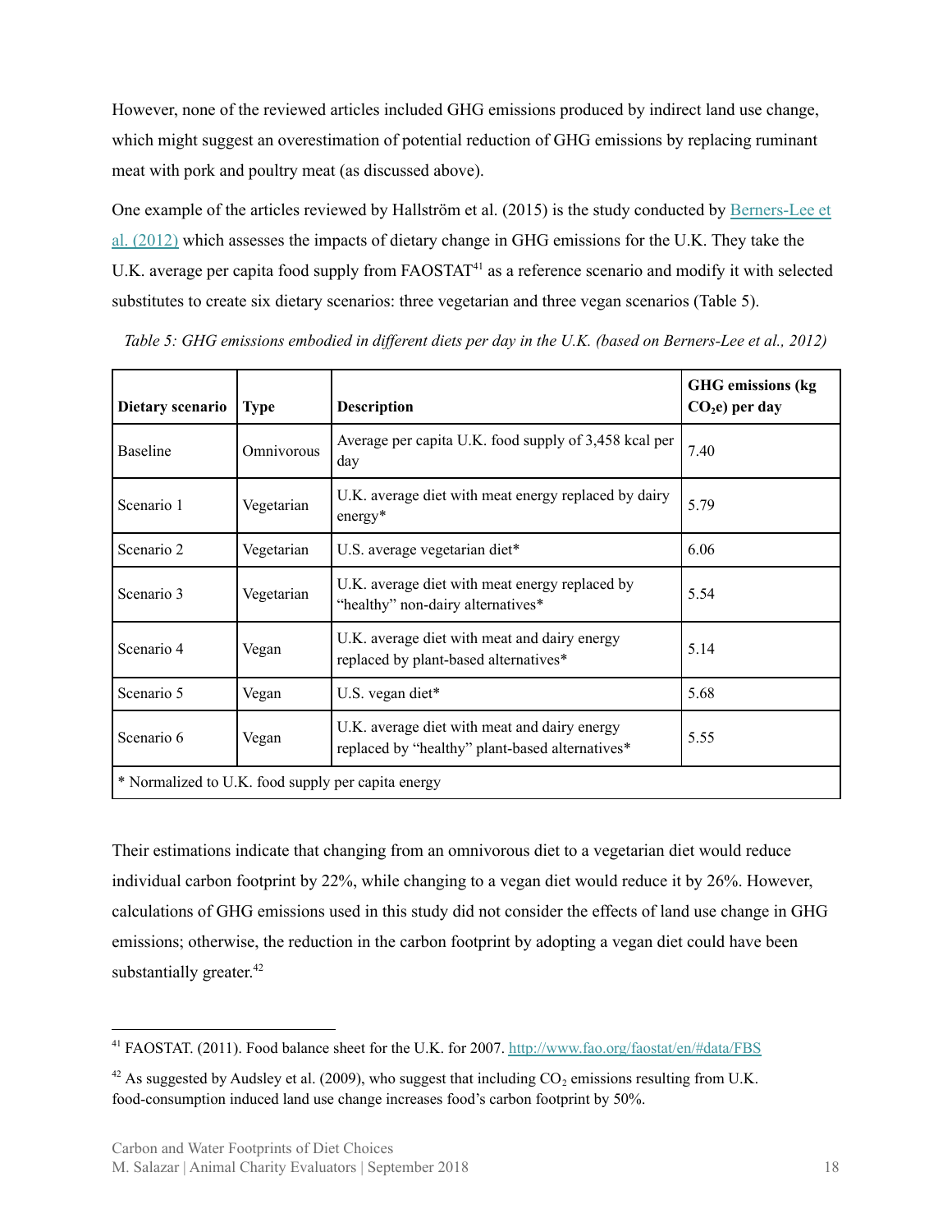However, none of the reviewed articles included GHG emissions produced by indirect land use change, which might suggest an overestimation of potential reduction of GHG emissions by replacing ruminant meat with pork and poultry meat (as discussed above).

One example of the articles reviewed by Hallström et al. (2015) is the study conducted by Berners-Lee et al. (2012) which assesses the impacts of dietary change in GHG emissions for the U.K. They take the U.K. average per capita food supply from FAOSTAT[41] as a reference scenario and modify it with selected substitutes to create six dietary scenarios: three vegetarian and three vegan scenarios (Table 5).

*Table 5: GHG emissions embodied in different diets per day in the U.K. (based on Berners-Lee et al., 2012)*

| Dietary scenario | Type | Description | GHG emissions (kg $CO_2e$) per day |
|---|---|---|---|
| Baseline | Omnivorous | Average per capita U.K. food supply of 3,458 kcal per day | 7.40 |
| Scenario 1 | Vegetarian | U.K. average diet with meat energy replaced by dairy energy* | 5.79 |
| Scenario 2 | Vegetarian | U.S. average vegetarian diet* | 6.06 |
| Scenario 3 | Vegetarian | U.K. average diet with meat energy replaced by "healthy" non-dairy alternatives* | 5.54 |
| Scenario 4 | Vegan | U.K. average diet with meat and dairy energy replaced by plant-based alternatives* | 5.14 |
| Scenario 5 | Vegan | U.S. vegan diet* | 5.68 |
| Scenario 6 | Vegan | U.K. average diet with meat and dairy energy replaced by "healthy" plant-based alternatives* | 5.55 |
| * Normalized to U.K. food supply per capita energy | | | |

Their estimations indicate that changing from an omnivorous diet to a vegetarian diet would reduce individual carbon footprint by 22%, while changing to a vegan diet would reduce it by 26%. However, calculations of GHG emissions used in this study did not consider the effects of land use change in GHG emissions; otherwise, the reduction in the carbon footprint by adopting a vegan diet could have been substantially greater.[42]

---

[41] FAOSTAT. (2011). Food balance sheet for the U.K. for 2007. http://www.fao.org/faostat/en/#data/FBS

[42] As suggested by Audsley et al. (2009), who suggest that including $CO_2$ emissions resulting from U.K. food-consumption induced land use change increases food's carbon footprint by 50%.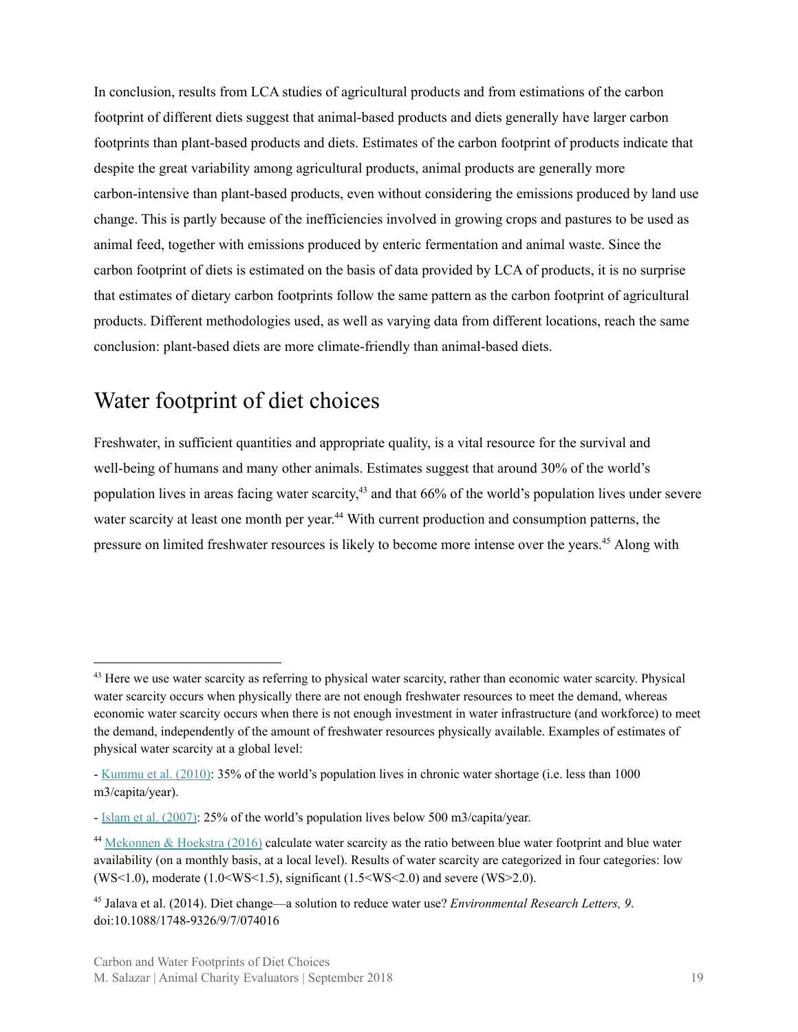In conclusion, results from LCA studies of agricultural products and from estimations of the carbon footprint of different diets suggest that animal-based products and diets generally have larger carbon footprints than plant-based products and diets. Estimates of the carbon footprint of products indicate that despite the great variability among agricultural products, animal products are generally more carbon-intensive than plant-based products, even without considering the emissions produced by land use change. This is partly because of the inefficiencies involved in growing crops and pastures to be used as animal feed, together with emissions produced by enteric fermentation and animal waste. Since the carbon footprint of diets is estimated on the basis of data provided by LCA of products, it is no surprise that estimates of dietary carbon footprints follow the same pattern as the carbon footprint of agricultural products. Different methodologies used, as well as varying data from different locations, reach the same conclusion: plant-based diets are more climate-friendly than animal-based diets.

## Water footprint of diet choices

Freshwater, in sufficient quantities and appropriate quality, is a vital resource for the survival and well-being of humans and many other animals. Estimates suggest that around 30% of the world's population lives in areas facing water scarcity,[43] and that 66% of the world's population lives under severe water scarcity at least one month per year.[44] With current production and consumption patterns, the pressure on limited freshwater resources is likely to become more intense over the years.[45] Along with

---

[43] Here we use water scarcity as referring to physical water scarcity, rather than economic water scarcity. Physical water scarcity occurs when physically there are not enough freshwater resources to meet the demand, whereas economic water scarcity occurs when there is not enough investment in water infrastructure (and workforce) to meet the demand, independently of the amount of freshwater resources physically available. Examples of estimates of physical water scarcity at a global level:

- Kummu et al. (2010): 35% of the world's population lives in chronic water shortage (i.e. less than 1000 m3/capita/year).

- Islam et al. (2007): 25% of the world's population lives below 500 m3/capita/year.

[44] Mekonnen & Hoekstra (2016) calculate water scarcity as the ratio between blue water footprint and blue water availability (on a monthly basis, at a local level). Results of water scarcity are categorized in four categories: low ($WS<1.0$), moderate ($1.0<WS<1.5$), significant ($1.5<WS<2.0$) and severe ($WS>2.0$).

[45] Jalava et al. (2014). Diet change—a solution to reduce water use? *Environmental Research Letters, 9*. doi:10.1088/1748-9326/9/7/074016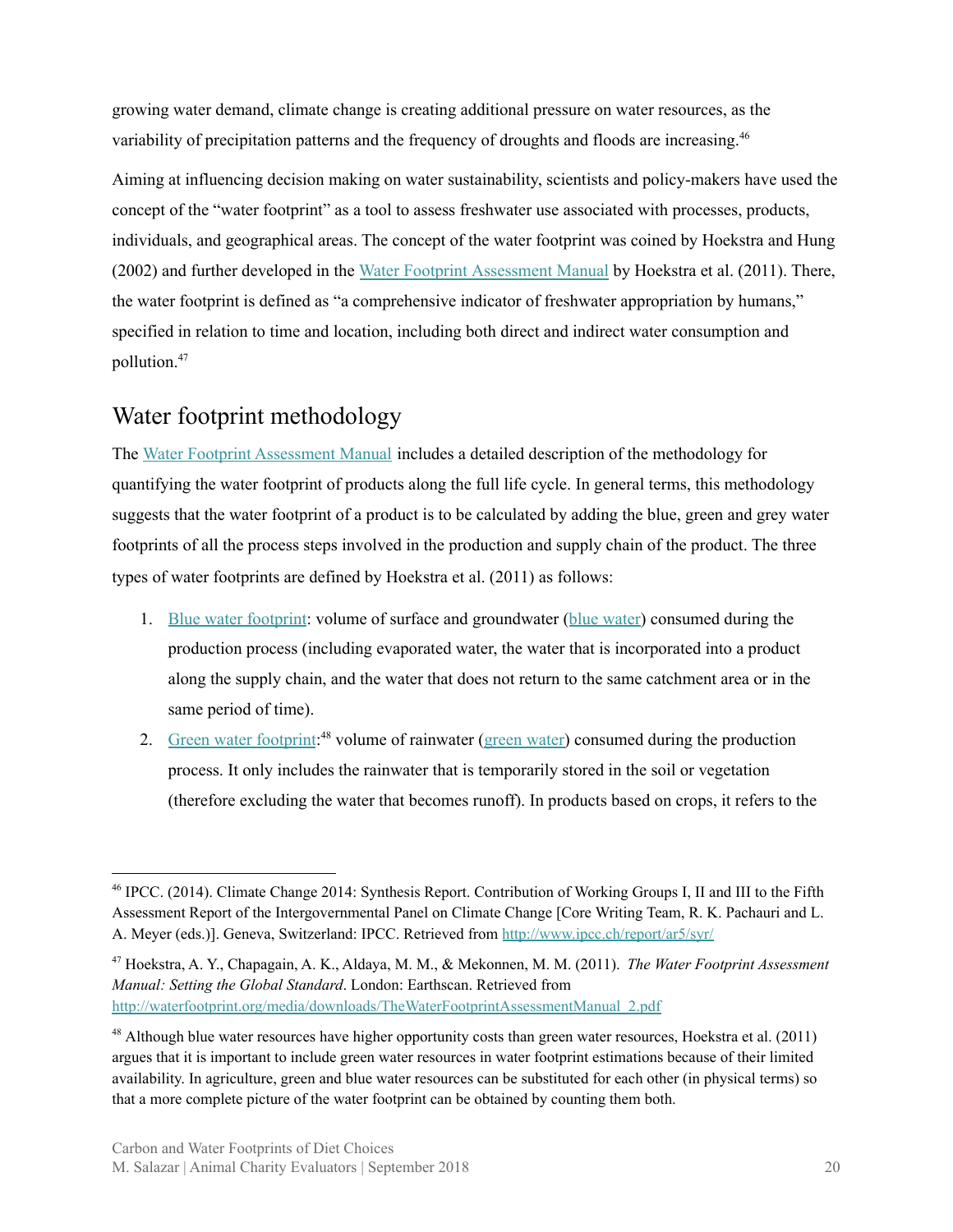growing water demand, climate change is creating additional pressure on water resources, as the variability of precipitation patterns and the frequency of droughts and floods are increasing.[46]

Aiming at influencing decision making on water sustainability, scientists and policy-makers have used the concept of the "water footprint" as a tool to assess freshwater use associated with processes, products, individuals, and geographical areas. The concept of the water footprint was coined by Hoekstra and Hung (2002) and further developed in the [Water Footprint Assessment Manual](http://waterfootprint.org/media/downloads/TheWaterFootprintAssessmentManual_2.pdf) by Hoekstra et al. (2011). There, the water footprint is defined as "a comprehensive indicator of freshwater appropriation by humans," specified in relation to time and location, including both direct and indirect water consumption and pollution.[47]

## Water footprint methodology

The [Water Footprint Assessment Manual](http://waterfootprint.org/media/downloads/TheWaterFootprintAssessmentManual_2.pdf) includes a detailed description of the methodology for quantifying the water footprint of products along the full life cycle. In general terms, this methodology suggests that the water footprint of a product is to be calculated by adding the blue, green and grey water footprints of all the process steps involved in the production and supply chain of the product. The three types of water footprints are defined by Hoekstra et al. (2011) as follows:

1. Blue water footprint: volume of surface and groundwater (blue water) consumed during the production process (including evaporated water, the water that is incorporated into a product along the supply chain, and the water that does not return to the same catchment area or in the same period of time).
2. Green water footprint:[48] volume of rainwater (green water) consumed during the production process. It only includes the rainwater that is temporarily stored in the soil or vegetation (therefore excluding the water that becomes runoff). In products based on crops, it refers to the

---

[46] IPCC. (2014). Climate Change 2014: Synthesis Report. Contribution of Working Groups I, II and III to the Fifth Assessment Report of the Intergovernmental Panel on Climate Change [Core Writing Team, R. K. Pachauri and L. A. Meyer (eds.)]. Geneva, Switzerland: IPCC. Retrieved from http://www.ipcc.ch/report/ar5/syr/

[47] Hoekstra, A. Y., Chapagain, A. K., Aldaya, M. M., & Mekonnen, M. M. (2011). *The Water Footprint Assessment Manual: Setting the Global Standard*. London: Earthscan. Retrieved from http://waterfootprint.org/media/downloads/TheWaterFootprintAssessmentManual_2.pdf

[48] Although blue water resources have higher opportunity costs than green water resources, Hoekstra et al. (2011) argues that it is important to include green water resources in water footprint estimations because of their limited availability. In agriculture, green and blue water resources can be substituted for each other (in physical terms) so that a more complete picture of the water footprint can be obtained by counting them both.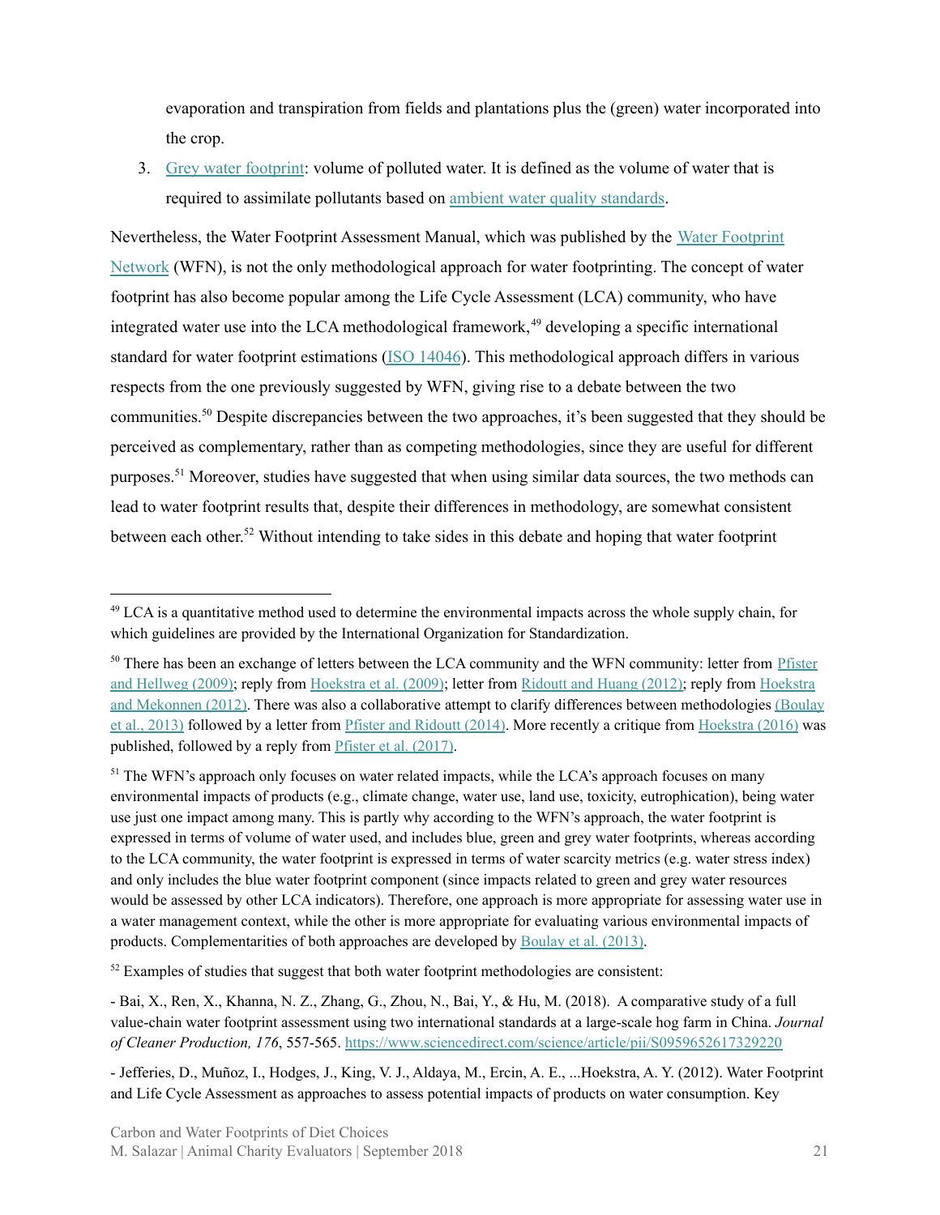evaporation and transpiration from fields and plantations plus the (green) water incorporated into the crop.

3. Grey water footprint: volume of polluted water. It is defined as the volume of water that is required to assimilate pollutants based on ambient water quality standards.

Nevertheless, the Water Footprint Assessment Manual, which was published by the Water Footprint Network (WFN), is not the only methodological approach for water footprinting. The concept of water footprint has also become popular among the Life Cycle Assessment (LCA) community, who have integrated water use into the LCA methodological framework,[49] developing a specific international standard for water footprint estimations (ISO 14046). This methodological approach differs in various respects from the one previously suggested by WFN, giving rise to a debate between the two communities.[50] Despite discrepancies between the two approaches, it's been suggested that they should be perceived as complementary, rather than as competing methodologies, since they are useful for different purposes.[51] Moreover, studies have suggested that when using similar data sources, the two methods can lead to water footprint results that, despite their differences in methodology, are somewhat consistent between each other.[52] Without intending to take sides in this debate and hoping that water footprint

---

[49] LCA is a quantitative method used to determine the environmental impacts across the whole supply chain, for which guidelines are provided by the International Organization for Standardization.

[50] There has been an exchange of letters between the LCA community and the WFN community: letter from Pfister and Hellweg (2009); reply from Hoekstra et al. (2009); letter from Ridoutt and Huang (2012); reply from Hoekstra and Mekonnen (2012). There was also a collaborative attempt to clarify differences between methodologies (Boulay et al., 2013) followed by a letter from Pfister and Ridoutt (2014). More recently a critique from Hoekstra (2016) was published, followed by a reply from Pfister et al. (2017).

[51] The WFN's approach only focuses on water related impacts, while the LCA's approach focuses on many environmental impacts of products (e.g., climate change, water use, land use, toxicity, eutrophication), being water use just one impact among many. This is partly why according to the WFN's approach, the water footprint is expressed in terms of volume of water used, and includes blue, green and grey water footprints, whereas according to the LCA community, the water footprint is expressed in terms of water scarcity metrics (e.g. water stress index) and only includes the blue water footprint component (since impacts related to green and grey water resources would be assessed by other LCA indicators). Therefore, one approach is more appropriate for assessing water use in a water management context, while the other is more appropriate for evaluating various environmental impacts of products. Complementarities of both approaches are developed by Boulay et al. (2013).

[52] Examples of studies that suggest that both water footprint methodologies are consistent:

- Bai, X., Ren, X., Khanna, N. Z., Zhang, G., Zhou, N., Bai, Y., & Hu, M. (2018). A comparative study of a full value-chain water footprint assessment using two international standards at a large-scale hog farm in China. *Journal of Cleaner Production, 176*, 557-565. https://www.sciencedirect.com/science/article/pii/S0959652617329220

- Jefferies, D., Muñoz, I., Hodges, J., King, V. J., Aldaya, M., Ercin, A. E., ...Hoekstra, A. Y. (2012). Water Footprint and Life Cycle Assessment as approaches to assess potential impacts of products on water consumption. Key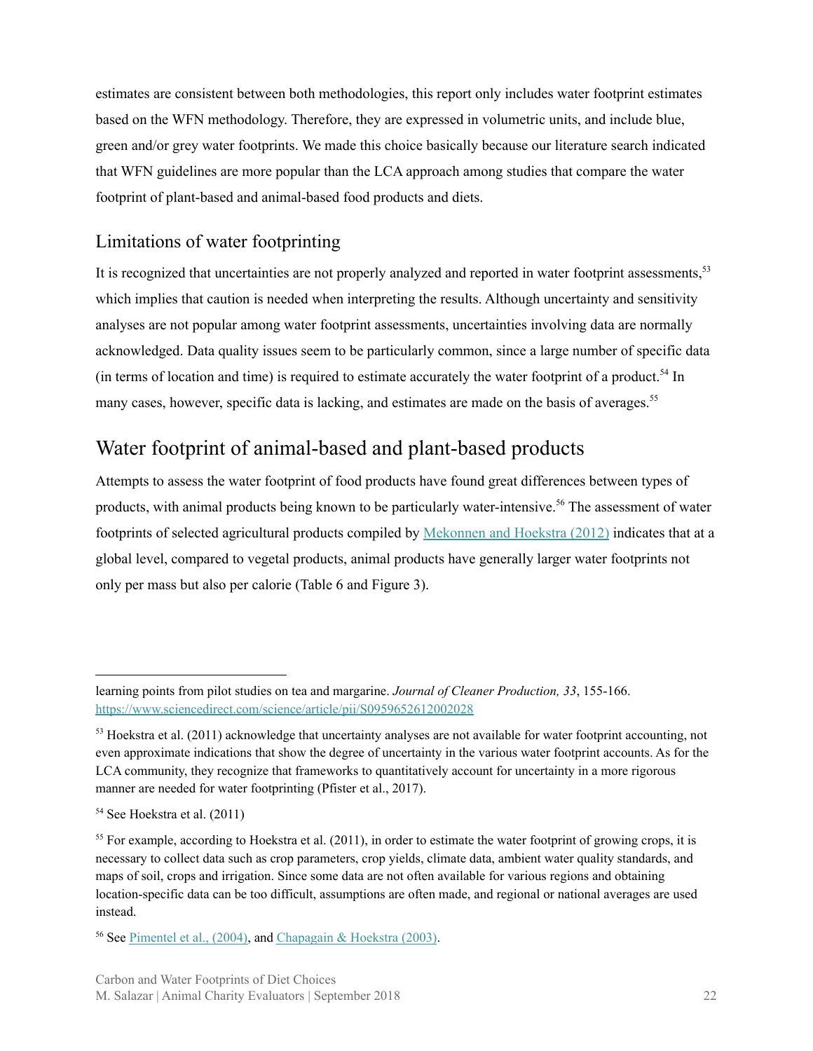estimates are consistent between both methodologies, this report only includes water footprint estimates based on the WFN methodology. Therefore, they are expressed in volumetric units, and include blue, green and/or grey water footprints. We made this choice basically because our literature search indicated that WFN guidelines are more popular than the LCA approach among studies that compare the water footprint of plant-based and animal-based food products and diets.

### Limitations of water footprinting

It is recognized that uncertainties are not properly analyzed and reported in water footprint assessments,[53] which implies that caution is needed when interpreting the results. Although uncertainty and sensitivity analyses are not popular among water footprint assessments, uncertainties involving data are normally acknowledged. Data quality issues seem to be particularly common, since a large number of specific data (in terms of location and time) is required to estimate accurately the water footprint of a product.[54] In many cases, however, specific data is lacking, and estimates are made on the basis of averages.[55]

## Water footprint of animal-based and plant-based products

Attempts to assess the water footprint of food products have found great differences between types of products, with animal products being known to be particularly water-intensive.[56] The assessment of water footprints of selected agricultural products compiled by [Mekonnen and Hoekstra (2012)](#) indicates that at a global level, compared to vegetal products, animal products have generally larger water footprints not only per mass but also per calorie (Table 6 and Figure 3).

---

learning points from pilot studies on tea and margarine. *Journal of Cleaner Production, 33*, 155-166. https://www.sciencedirect.com/science/article/pii/S0959652612002028

[53] Hoekstra et al. (2011) acknowledge that uncertainty analyses are not available for water footprint accounting, not even approximate indications that show the degree of uncertainty in the various water footprint accounts. As for the LCA community, they recognize that frameworks to quantitatively account for uncertainty in a more rigorous manner are needed for water footprinting (Pfister et al., 2017).

[54] See Hoekstra et al. (2011)

[55] For example, according to Hoekstra et al. (2011), in order to estimate the water footprint of growing crops, it is necessary to collect data such as crop parameters, crop yields, climate data, ambient water quality standards, and maps of soil, crops and irrigation. Since some data are not often available for various regions and obtaining location-specific data can be too difficult, assumptions are often made, and regional or national averages are used instead.

[56] See [Pimentel et al., (2004)](#), and [Chapagain & Hoekstra (2003)](#).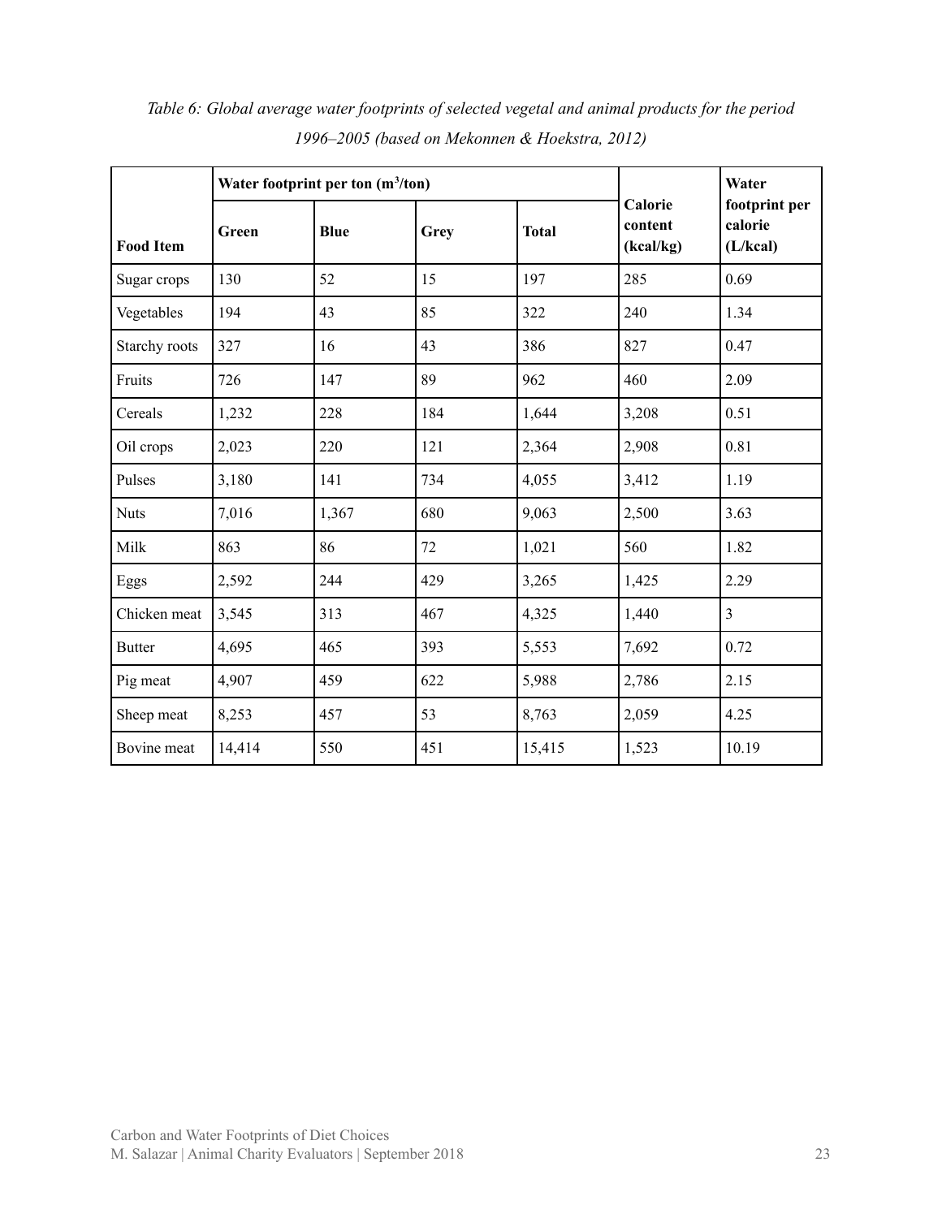*Table 6: Global average water footprints of selected vegetal and animal products for the period 1996–2005 (based on Mekonnen & Hoekstra, 2012)*

| Food Item | Water footprint per ton ($m^3$/ton) | | | | Calorie content (kcal/kg) | Water footprint per calorie (L/kcal) |
|---|---|---|---|---|---|---|
| | Green | Blue | Grey | Total | | |
| Sugar crops | 130 | 52 | 15 | 197 | 285 | 0.69 |
| Vegetables | 194 | 43 | 85 | 322 | 240 | 1.34 |
| Starchy roots | 327 | 16 | 43 | 386 | 827 | 0.47 |
| Fruits | 726 | 147 | 89 | 962 | 460 | 2.09 |
| Cereals | 1,232 | 228 | 184 | 1,644 | 3,208 | 0.51 |
| Oil crops | 2,023 | 220 | 121 | 2,364 | 2,908 | 0.81 |
| Pulses | 3,180 | 141 | 734 | 4,055 | 3,412 | 1.19 |
| Nuts | 7,016 | 1,367 | 680 | 9,063 | 2,500 | 3.63 |
| Milk | 863 | 86 | 72 | 1,021 | 560 | 1.82 |
| Eggs | 2,592 | 244 | 429 | 3,265 | 1,425 | 2.29 |
| Chicken meat | 3,545 | 313 | 467 | 4,325 | 1,440 | 3 |
| Butter | 4,695 | 465 | 393 | 5,553 | 7,692 | 0.72 |
| Pig meat | 4,907 | 459 | 622 | 5,988 | 2,786 | 2.15 |
| Sheep meat | 8,253 | 457 | 53 | 8,763 | 2,059 | 4.25 |
| Bovine meat | 14,414 | 550 | 451 | 15,415 | 1,523 | 10.19 |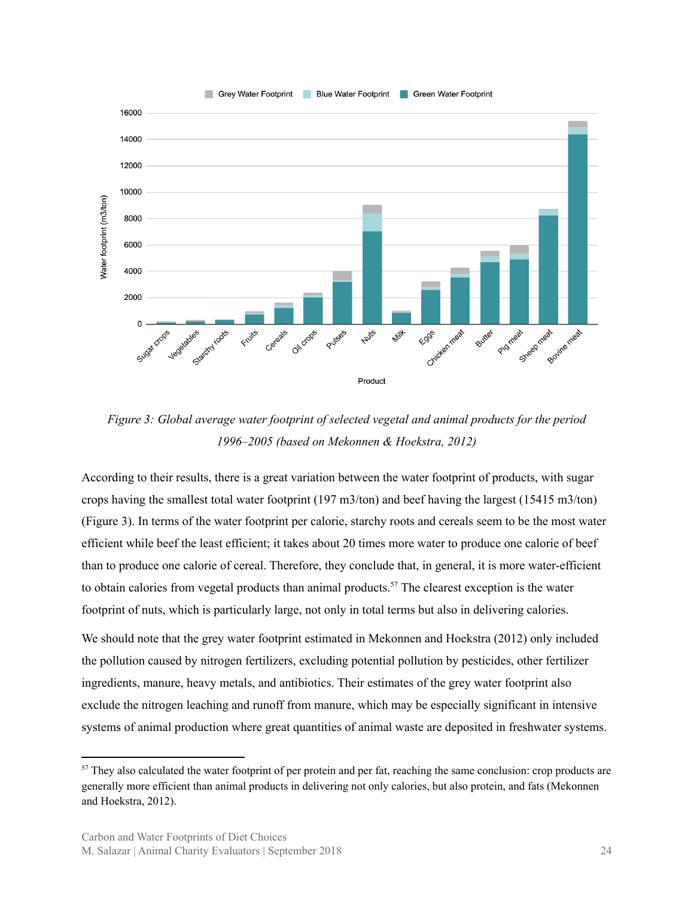*Figure 3: Global average water footprint of selected vegetal and animal products for the period 1996–2005 (based on Mekonnen & Hoekstra, 2012)*

According to their results, there is a great variation between the water footprint of products, with sugar crops having the smallest total water footprint (197 m3/ton) and beef having the largest (15415 m3/ton) (Figure 3). In terms of the water footprint per calorie, starchy roots and cereals seem to be the most water efficient while beef the least efficient; it takes about 20 times more water to produce one calorie of beef than to produce one calorie of cereal. Therefore, they conclude that, in general, it is more water-efficient to obtain calories from vegetal products than animal products.[57] The clearest exception is the water footprint of nuts, which is particularly large, not only in total terms but also in delivering calories.

We should note that the grey water footprint estimated in Mekonnen and Hoekstra (2012) only included the pollution caused by nitrogen fertilizers, excluding potential pollution by pesticides, other fertilizer ingredients, manure, heavy metals, and antibiotics. Their estimates of the grey water footprint also exclude the nitrogen leaching and runoff from manure, which may be especially significant in intensive systems of animal production where great quantities of animal waste are deposited in freshwater systems.

---

[57] They also calculated the water footprint of per protein and per fat, reaching the same conclusion: crop products are generally more efficient than animal products in delivering not only calories, but also protein, and fats (Mekonnen and Hoekstra, 2012).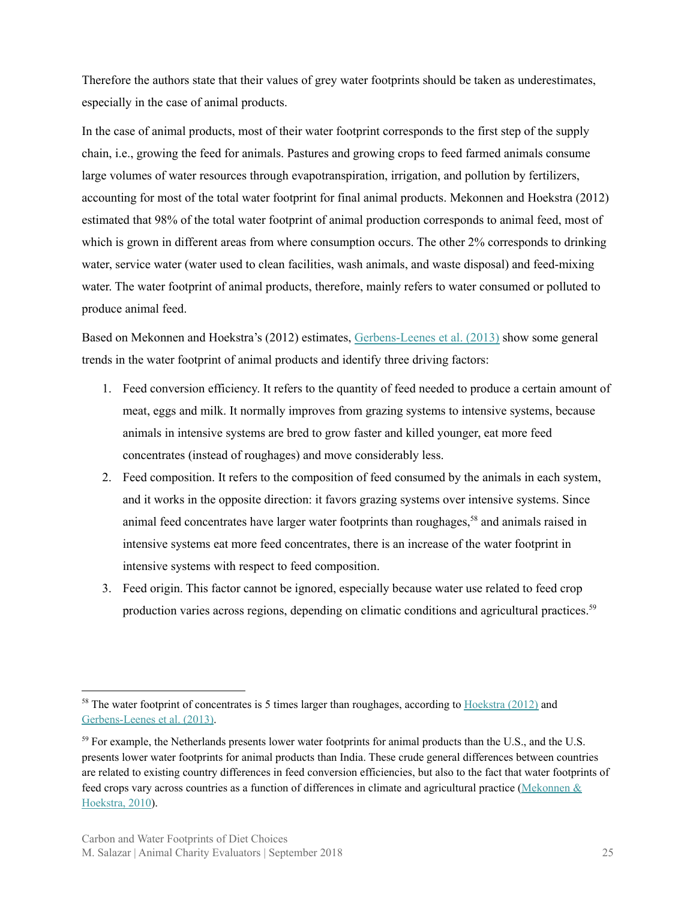Therefore the authors state that their values of grey water footprints should be taken as underestimates, especially in the case of animal products.

In the case of animal products, most of their water footprint corresponds to the first step of the supply chain, i.e., growing the feed for animals. Pastures and growing crops to feed farmed animals consume large volumes of water resources through evapotranspiration, irrigation, and pollution by fertilizers, accounting for most of the total water footprint for final animal products. Mekonnen and Hoekstra (2012) estimated that 98% of the total water footprint of animal production corresponds to animal feed, most of which is grown in different areas from where consumption occurs. The other 2% corresponds to drinking water, service water (water used to clean facilities, wash animals, and waste disposal) and feed-mixing water. The water footprint of animal products, therefore, mainly refers to water consumed or polluted to produce animal feed.

Based on Mekonnen and Hoekstra's (2012) estimates, Gerbens-Leenes et al. (2013) show some general trends in the water footprint of animal products and identify three driving factors:

1. Feed conversion efficiency. It refers to the quantity of feed needed to produce a certain amount of meat, eggs and milk. It normally improves from grazing systems to intensive systems, because animals in intensive systems are bred to grow faster and killed younger, eat more feed concentrates (instead of roughages) and move considerably less.
2. Feed composition. It refers to the composition of feed consumed by the animals in each system, and it works in the opposite direction: it favors grazing systems over intensive systems. Since animal feed concentrates have larger water footprints than roughages,[58] and animals raised in intensive systems eat more feed concentrates, there is an increase of the water footprint in intensive systems with respect to feed composition.
3. Feed origin. This factor cannot be ignored, especially because water use related to feed crop production varies across regions, depending on climatic conditions and agricultural practices.[59]

---

[58] The water footprint of concentrates is 5 times larger than roughages, according to Hoekstra (2012) and Gerbens-Leenes et al. (2013).

[59] For example, the Netherlands presents lower water footprints for animal products than the U.S., and the U.S. presents lower water footprints for animal products than India. These crude general differences between countries are related to existing country differences in feed conversion efficiencies, but also to the fact that water footprints of feed crops vary across countries as a function of differences in climate and agricultural practice (Mekonnen & Hoekstra, 2010).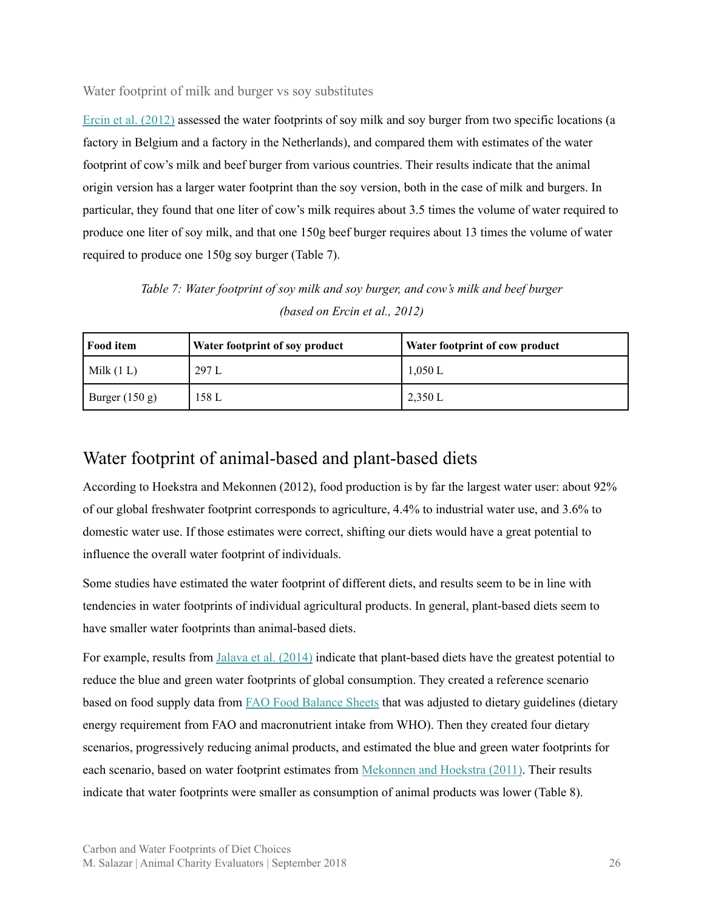### Water footprint of milk and burger vs soy substitutes

Ercin et al. (2012) assessed the water footprints of soy milk and soy burger from two specific locations (a factory in Belgium and a factory in the Netherlands), and compared them with estimates of the water footprint of cow's milk and beef burger from various countries. Their results indicate that the animal origin version has a larger water footprint than the soy version, both in the case of milk and burgers. In particular, they found that one liter of cow's milk requires about 3.5 times the volume of water required to produce one liter of soy milk, and that one 150g beef burger requires about 13 times the volume of water required to produce one 150g soy burger (Table 7).

*Table 7: Water footprint of soy milk and soy burger, and cow's milk and beef burger (based on Ercin et al., 2012)*

| Food item | Water footprint of soy product | Water footprint of cow product |
|---|---|---|
| Milk (1 L) | 297 L | 1,050 L |
| Burger (150 g) | 158 L | 2,350 L |

## Water footprint of animal-based and plant-based diets

According to Hoekstra and Mekonnen (2012), food production is by far the largest water user: about 92% of our global freshwater footprint corresponds to agriculture, 4.4% to industrial water use, and 3.6% to domestic water use. If those estimates were correct, shifting our diets would have a great potential to influence the overall water footprint of individuals.

Some studies have estimated the water footprint of different diets, and results seem to be in line with tendencies in water footprints of individual agricultural products. In general, plant-based diets seem to have smaller water footprints than animal-based diets.

For example, results from Jalava et al. (2014) indicate that plant-based diets have the greatest potential to reduce the blue and green water footprints of global consumption. They created a reference scenario based on food supply data from FAO Food Balance Sheets that was adjusted to dietary guidelines (dietary energy requirement from FAO and macronutrient intake from WHO). Then they created four dietary scenarios, progressively reducing animal products, and estimated the blue and green water footprints for each scenario, based on water footprint estimates from Mekonnen and Hoekstra (2011). Their results indicate that water footprints were smaller as consumption of animal products was lower (Table 8).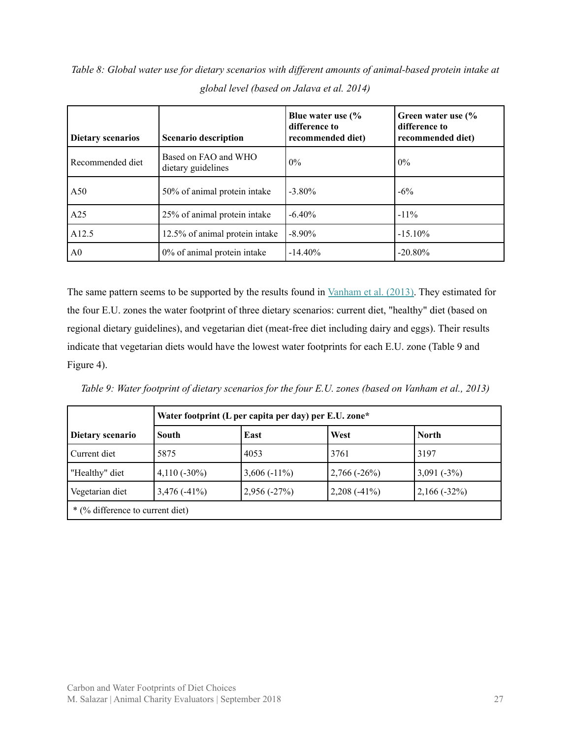*Table 8: Global water use for dietary scenarios with different amounts of animal-based protein intake at global level (based on Jalava et al. 2014)*

| Dietary scenarios | Scenario description | Blue water use (% difference to recommended diet) | Green water use (% difference to recommended diet) |
|---|---|---|---|
| Recommended diet | Based on FAO and WHO dietary guidelines | 0% | 0% |
| A50 | 50% of animal protein intake | -3.80% | -6% |
| A25 | 25% of animal protein intake | -6.40% | -11% |
| A12.5 | 12.5% of animal protein intake | -8.90% | -15.10% |
| A0 | 0% of animal protein intake | -14.40% | -20.80% |

The same pattern seems to be supported by the results found in Vanham et al. (2013). They estimated for the four E.U. zones the water footprint of three dietary scenarios: current diet, "healthy" diet (based on regional dietary guidelines), and vegetarian diet (meat-free diet including dairy and eggs). Their results indicate that vegetarian diets would have the lowest water footprints for each E.U. zone (Table 9 and Figure 4).

*Table 9: Water footprint of dietary scenarios for the four E.U. zones (based on Vanham et al., 2013)*

| | Water footprint (L per capita per day) per E.U. zone* | | | |
|---|---|---|---|---|
| **Dietary scenario** | **South** | **East** | **West** | **North** |
| Current diet | 5875 | 4053 | 3761 | 3197 |
| "Healthy" diet | 4,110 (-30%) | 3,606 (-11%) | 2,766 (-26%) | 3,091 (-3%) |
| Vegetarian diet | 3,476 (-41%) | 2,956 (-27%) | 2,208 (-41%) | 2,166 (-32%) |
| * (% difference to current diet) | | | | |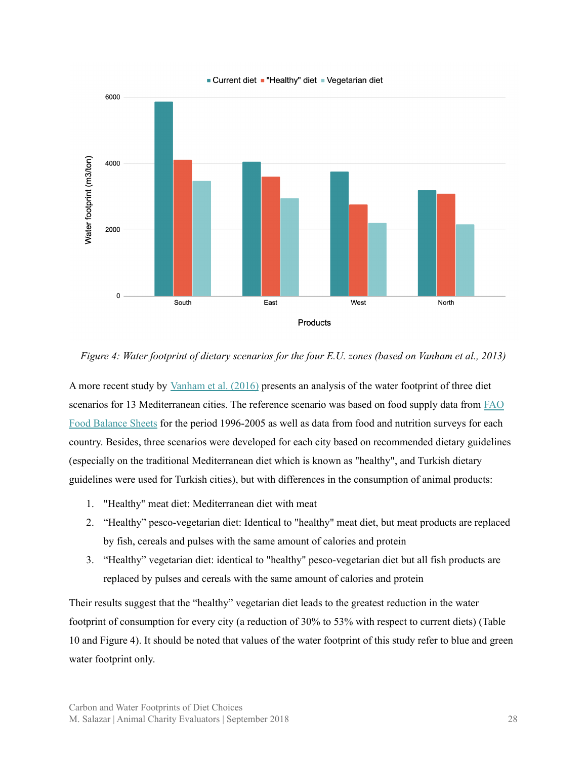*Figure 4: Water footprint of dietary scenarios for the four E.U. zones (based on Vanham et al., 2013)*

A more recent study by Vanham et al. (2016) presents an analysis of the water footprint of three diet scenarios for 13 Mediterranean cities. The reference scenario was based on food supply data from FAO Food Balance Sheets for the period 1996-2005 as well as data from food and nutrition surveys for each country. Besides, three scenarios were developed for each city based on recommended dietary guidelines (especially on the traditional Mediterranean diet which is known as "healthy", and Turkish dietary guidelines were used for Turkish cities), but with differences in the consumption of animal products:

1. "Healthy" meat diet: Mediterranean diet with meat
2. “Healthy” pesco-vegetarian diet: Identical to "healthy" meat diet, but meat products are replaced by fish, cereals and pulses with the same amount of calories and protein
3. “Healthy” vegetarian diet: identical to "healthy" pesco-vegetarian diet but all fish products are replaced by pulses and cereals with the same amount of calories and protein

Their results suggest that the “healthy” vegetarian diet leads to the greatest reduction in the water footprint of consumption for every city (a reduction of 30% to 53% with respect to current diets) (Table 10 and Figure 4). It should be noted that values of the water footprint of this study refer to blue and green water footprint only.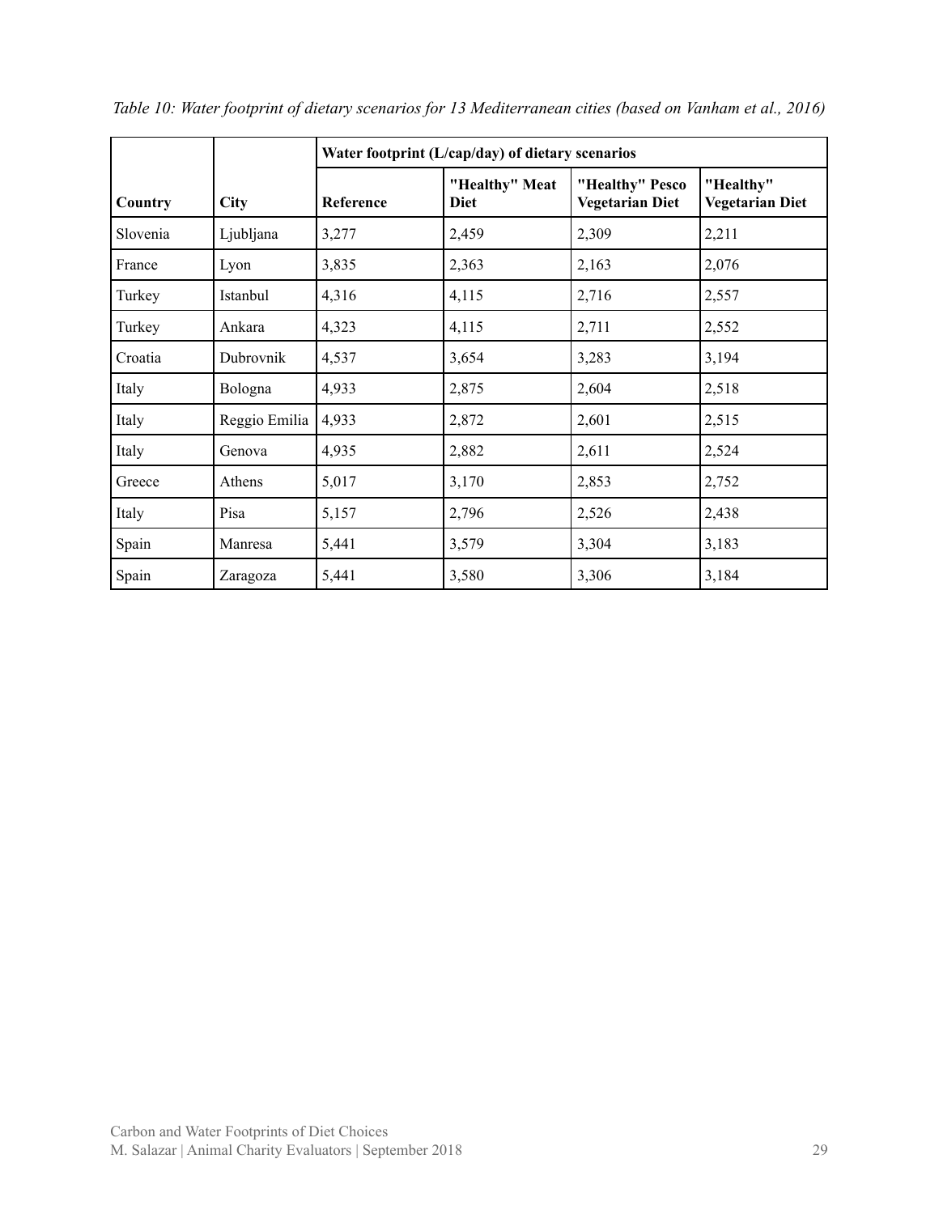*Table 10: Water footprint of dietary scenarios for 13 Mediterranean cities (based on Vanham et al., 2016)*

| | | Water footprint (L/cap/day) of dietary scenarios | | | |
|---|---|---|---|---|---|
| **Country** | **City** | **Reference** | **"Healthy" Meat Diet** | **"Healthy" Pesco Vegetarian Diet** | **"Healthy" Vegetarian Diet** |
| Slovenia | Ljubljana | 3,277 | 2,459 | 2,309 | 2,211 |
| France | Lyon | 3,835 | 2,363 | 2,163 | 2,076 |
| Turkey | Istanbul | 4,316 | 4,115 | 2,716 | 2,557 |
| Turkey | Ankara | 4,323 | 4,115 | 2,711 | 2,552 |
| Croatia | Dubrovnik | 4,537 | 3,654 | 3,283 | 3,194 |
| Italy | Bologna | 4,933 | 2,875 | 2,604 | 2,518 |
| Italy | Reggio Emilia | 4,933 | 2,872 | 2,601 | 2,515 |
| Italy | Genova | 4,935 | 2,882 | 2,611 | 2,524 |
| Greece | Athens | 5,017 | 3,170 | 2,853 | 2,752 |
| Italy | Pisa | 5,157 | 2,796 | 2,526 | 2,438 |
| Spain | Manresa | 5,441 | 3,579 | 3,304 | 3,183 |
| Spain | Zaragoza | 5,441 | 3,580 | 3,306 | 3,184 |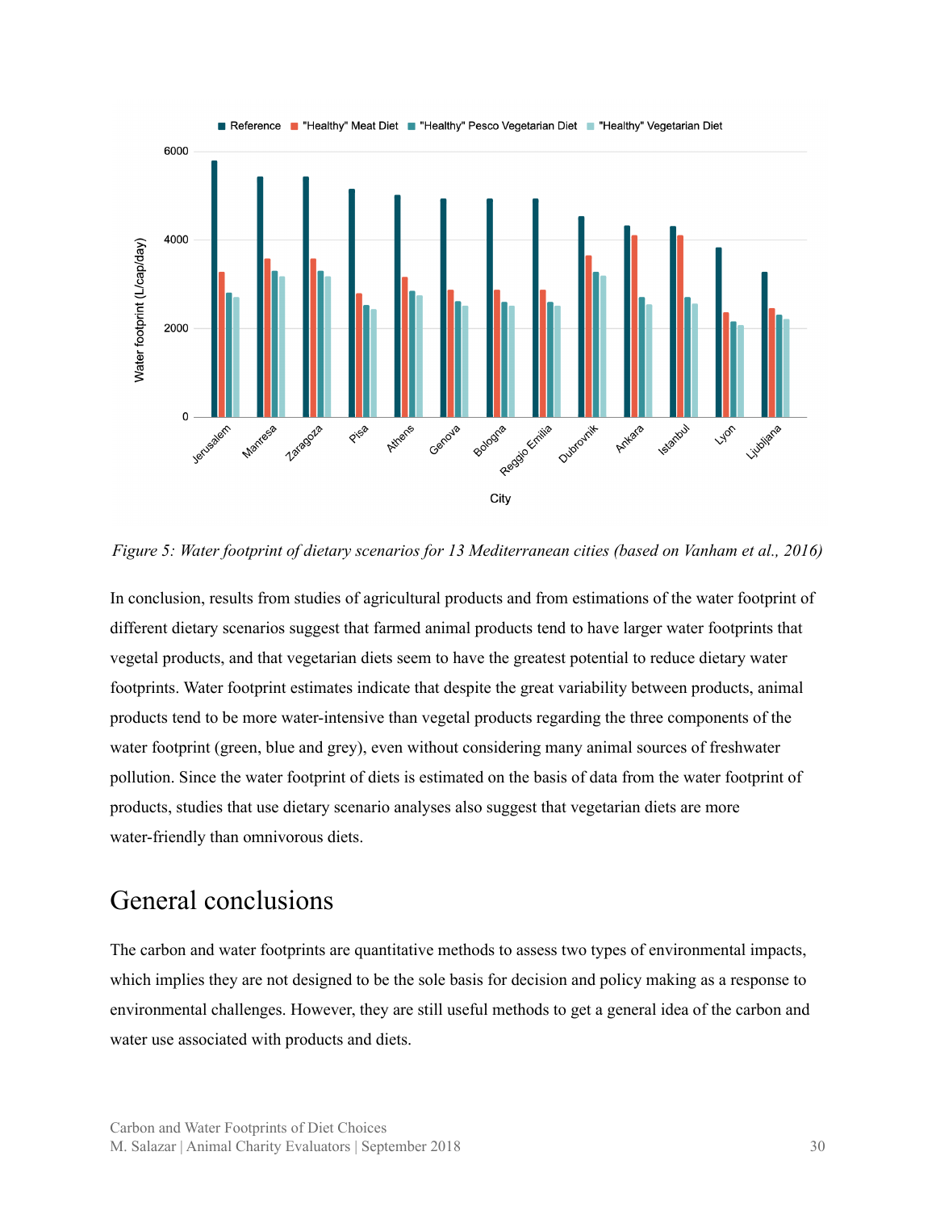*Figure 5: Water footprint of dietary scenarios for 13 Mediterranean cities (based on Vanham et al., 2016)*

In conclusion, results from studies of agricultural products and from estimations of the water footprint of different dietary scenarios suggest that farmed animal products tend to have larger water footprints that vegetal products, and that vegetarian diets seem to have the greatest potential to reduce dietary water footprints. Water footprint estimates indicate that despite the great variability between products, animal products tend to be more water-intensive than vegetal products regarding the three components of the water footprint (green, blue and grey), even without considering many animal sources of freshwater pollution. Since the water footprint of diets is estimated on the basis of data from the water footprint of products, studies that use dietary scenario analyses also suggest that vegetarian diets are more water-friendly than omnivorous diets.

# General conclusions

The carbon and water footprints are quantitative methods to assess two types of environmental impacts, which implies they are not designed to be the sole basis for decision and policy making as a response to environmental challenges. However, they are still useful methods to get a general idea of the carbon and water use associated with products and diets.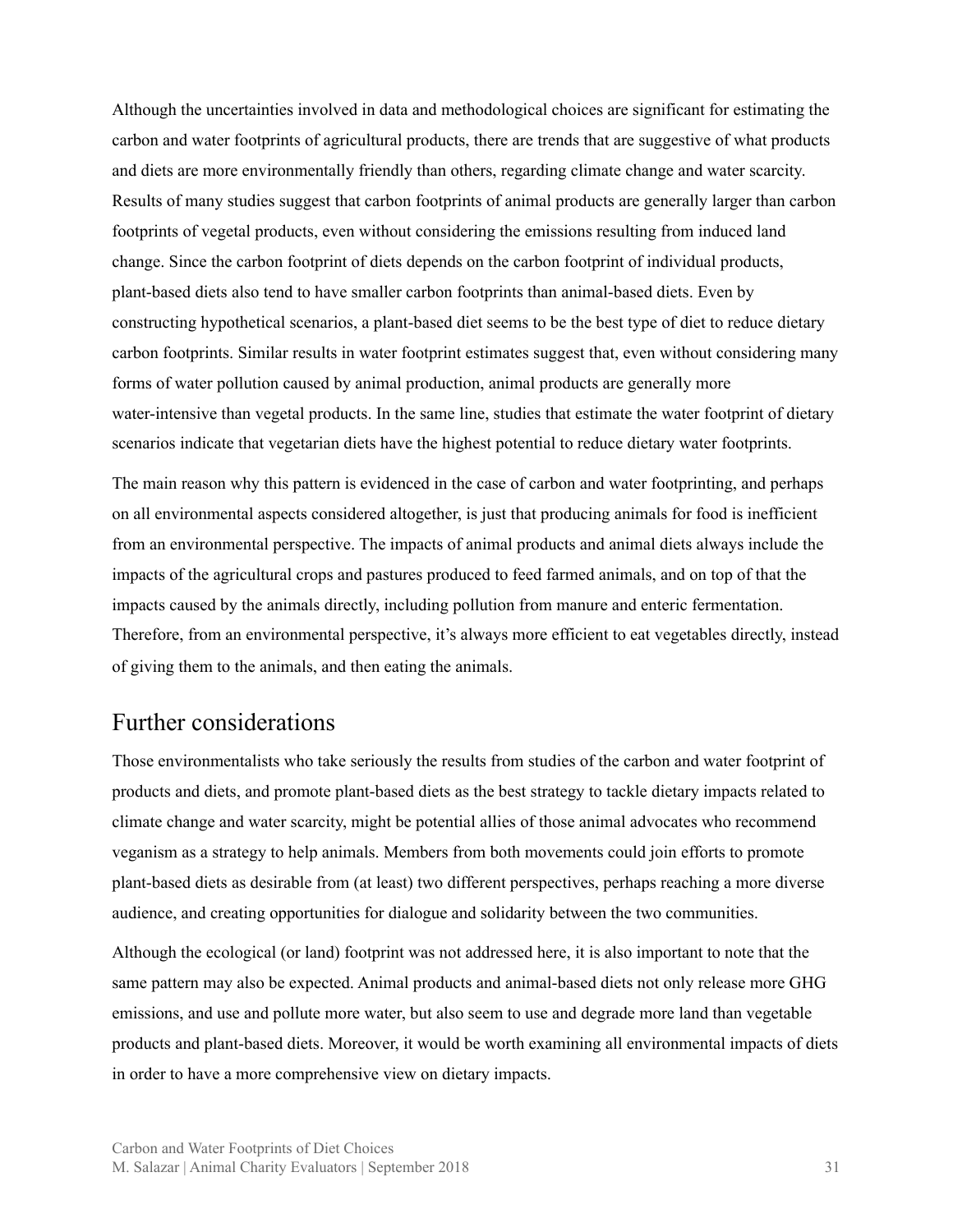Although the uncertainties involved in data and methodological choices are significant for estimating the carbon and water footprints of agricultural products, there are trends that are suggestive of what products and diets are more environmentally friendly than others, regarding climate change and water scarcity. Results of many studies suggest that carbon footprints of animal products are generally larger than carbon footprints of vegetal products, even without considering the emissions resulting from induced land change. Since the carbon footprint of diets depends on the carbon footprint of individual products, plant-based diets also tend to have smaller carbon footprints than animal-based diets. Even by constructing hypothetical scenarios, a plant-based diet seems to be the best type of diet to reduce dietary carbon footprints. Similar results in water footprint estimates suggest that, even without considering many forms of water pollution caused by animal production, animal products are generally more water-intensive than vegetal products. In the same line, studies that estimate the water footprint of dietary scenarios indicate that vegetarian diets have the highest potential to reduce dietary water footprints.

The main reason why this pattern is evidenced in the case of carbon and water footprinting, and perhaps on all environmental aspects considered altogether, is just that producing animals for food is inefficient from an environmental perspective. The impacts of animal products and animal diets always include the impacts of the agricultural crops and pastures produced to feed farmed animals, and on top of that the impacts caused by the animals directly, including pollution from manure and enteric fermentation. Therefore, from an environmental perspective, it's always more efficient to eat vegetables directly, instead of giving them to the animals, and then eating the animals.

## Further considerations

Those environmentalists who take seriously the results from studies of the carbon and water footprint of products and diets, and promote plant-based diets as the best strategy to tackle dietary impacts related to climate change and water scarcity, might be potential allies of those animal advocates who recommend veganism as a strategy to help animals. Members from both movements could join efforts to promote plant-based diets as desirable from (at least) two different perspectives, perhaps reaching a more diverse audience, and creating opportunities for dialogue and solidarity between the two communities.

Although the ecological (or land) footprint was not addressed here, it is also important to note that the same pattern may also be expected. Animal products and animal-based diets not only release more GHG emissions, and use and pollute more water, but also seem to use and degrade more land than vegetable products and plant-based diets. Moreover, it would be worth examining all environmental impacts of diets in order to have a more comprehensive view on dietary impacts.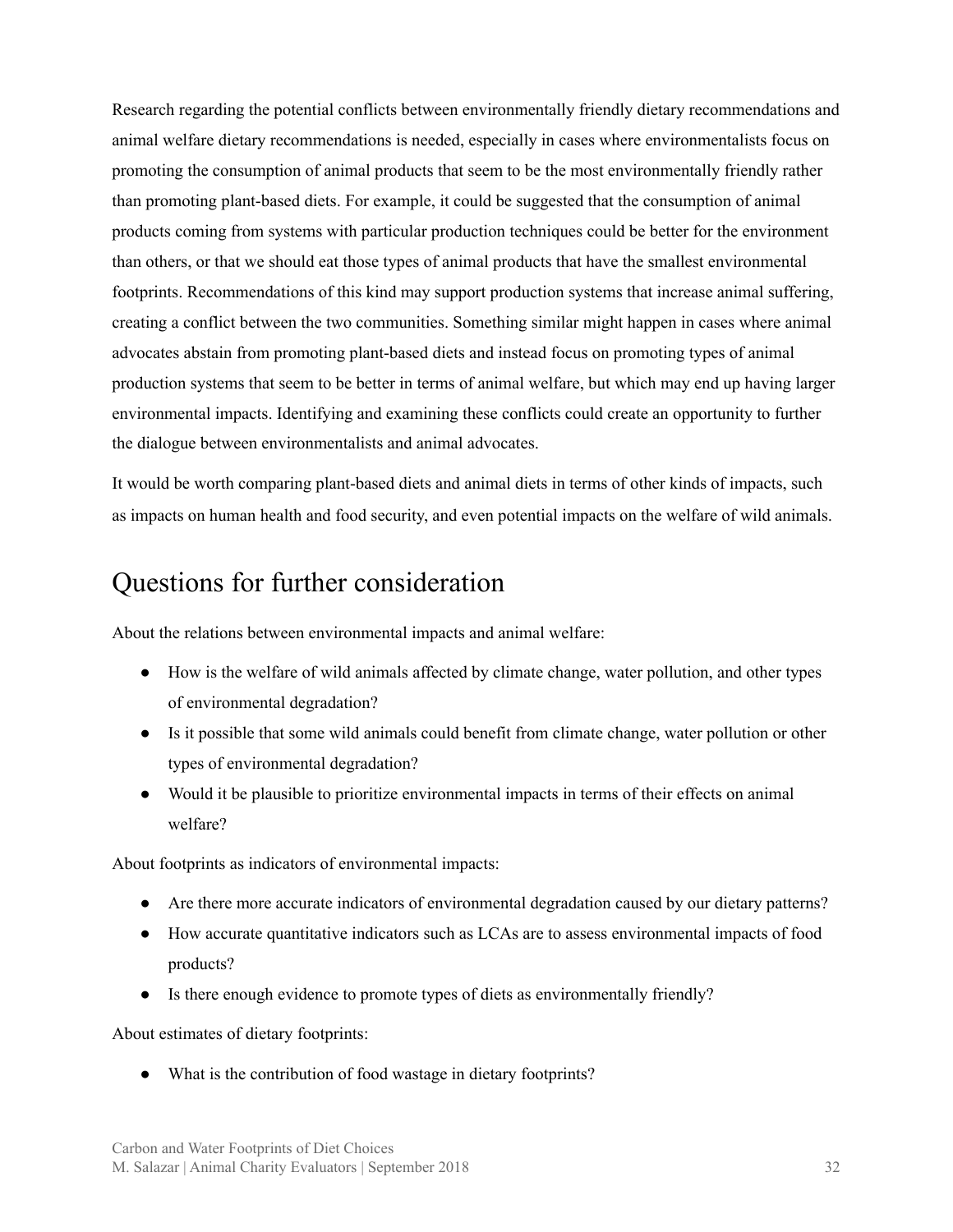Research regarding the potential conflicts between environmentally friendly dietary recommendations and animal welfare dietary recommendations is needed, especially in cases where environmentalists focus on promoting the consumption of animal products that seem to be the most environmentally friendly rather than promoting plant-based diets. For example, it could be suggested that the consumption of animal products coming from systems with particular production techniques could be better for the environment than others, or that we should eat those types of animal products that have the smallest environmental footprints. Recommendations of this kind may support production systems that increase animal suffering, creating a conflict between the two communities. Something similar might happen in cases where animal advocates abstain from promoting plant-based diets and instead focus on promoting types of animal production systems that seem to be better in terms of animal welfare, but which may end up having larger environmental impacts. Identifying and examining these conflicts could create an opportunity to further the dialogue between environmentalists and animal advocates.

It would be worth comparing plant-based diets and animal diets in terms of other kinds of impacts, such as impacts on human health and food security, and even potential impacts on the welfare of wild animals.

# Questions for further consideration

About the relations between environmental impacts and animal welfare:

- How is the welfare of wild animals affected by climate change, water pollution, and other types of environmental degradation?
- Is it possible that some wild animals could benefit from climate change, water pollution or other types of environmental degradation?
- Would it be plausible to prioritize environmental impacts in terms of their effects on animal welfare?

About footprints as indicators of environmental impacts:

- Are there more accurate indicators of environmental degradation caused by our dietary patterns?
- How accurate quantitative indicators such as LCAs are to assess environmental impacts of food products?
- Is there enough evidence to promote types of diets as environmentally friendly?

About estimates of dietary footprints:

- What is the contribution of food wastage in dietary footprints?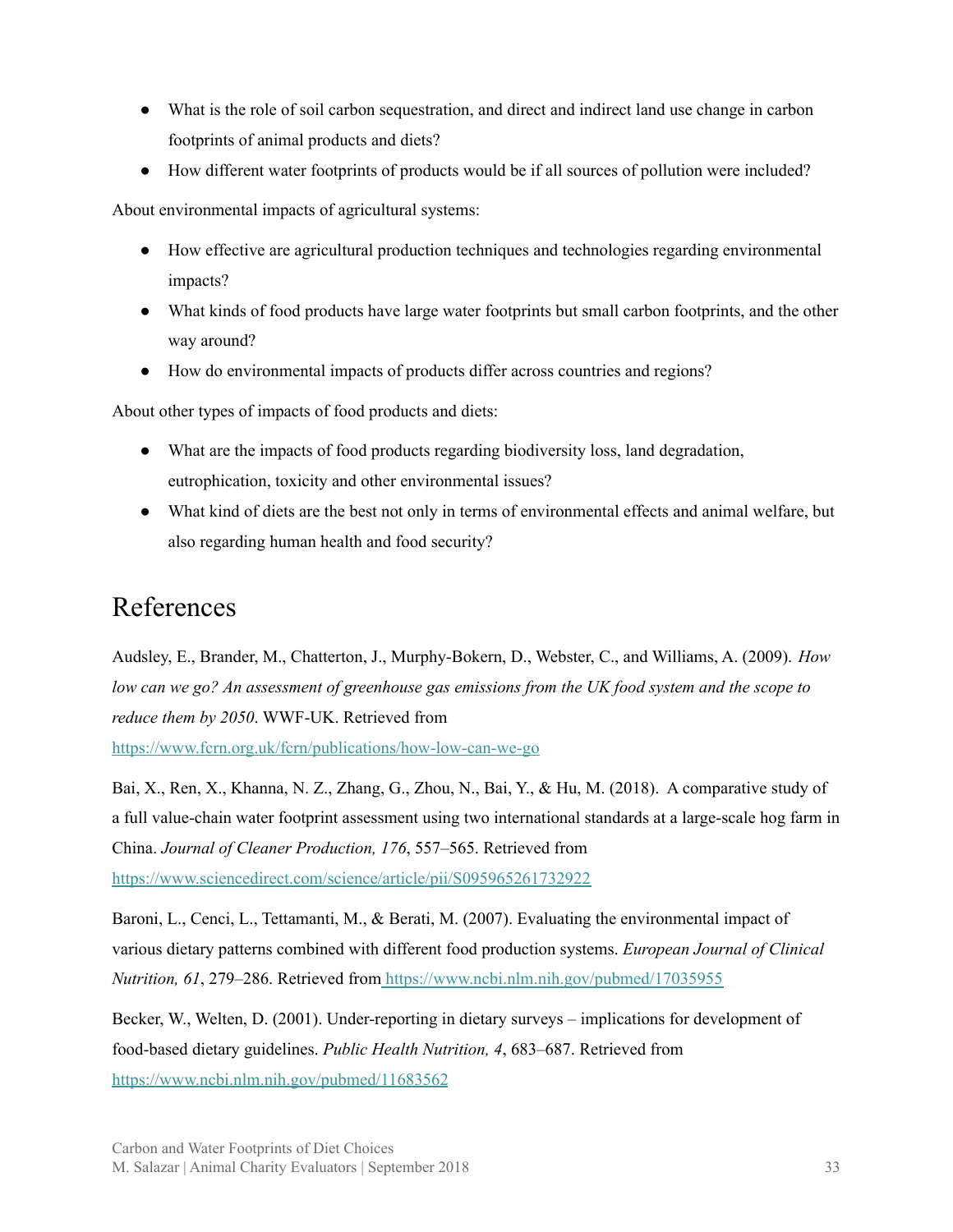- What is the role of soil carbon sequestration, and direct and indirect land use change in carbon footprints of animal products and diets?
- How different water footprints of products would be if all sources of pollution were included?

About environmental impacts of agricultural systems:

- How effective are agricultural production techniques and technologies regarding environmental impacts?
- What kinds of food products have large water footprints but small carbon footprints, and the other way around?
- How do environmental impacts of products differ across countries and regions?

About other types of impacts of food products and diets:

- What are the impacts of food products regarding biodiversity loss, land degradation, eutrophication, toxicity and other environmental issues?
- What kind of diets are the best not only in terms of environmental effects and animal welfare, but also regarding human health and food security?

# References

Audsley, E., Brander, M., Chatterton, J., Murphy-Bokern, D., Webster, C., and Williams, A. (2009). *How low can we go? An assessment of greenhouse gas emissions from the UK food system and the scope to reduce them by 2050*. WWF-UK. Retrieved from https://www.fcrn.org.uk/fcrn/publications/how-low-can-we-go

Bai, X., Ren, X., Khanna, N. Z., Zhang, G., Zhou, N., Bai, Y., & Hu, M. (2018). A comparative study of a full value-chain water footprint assessment using two international standards at a large-scale hog farm in China. *Journal of Cleaner Production, 176*, 557–565. Retrieved from https://www.sciencedirect.com/science/article/pii/S095965261732922

Baroni, L., Cenci, L., Tettamanti, M., & Berati, M. (2007). Evaluating the environmental impact of various dietary patterns combined with different food production systems. *European Journal of Clinical Nutrition, 61*, 279–286. Retrieved from https://www.ncbi.nlm.nih.gov/pubmed/17035955

Becker, W., Welten, D. (2001). Under-reporting in dietary surveys – implications for development of food-based dietary guidelines. *Public Health Nutrition, 4*, 683–687. Retrieved from https://www.ncbi.nlm.nih.gov/pubmed/11683562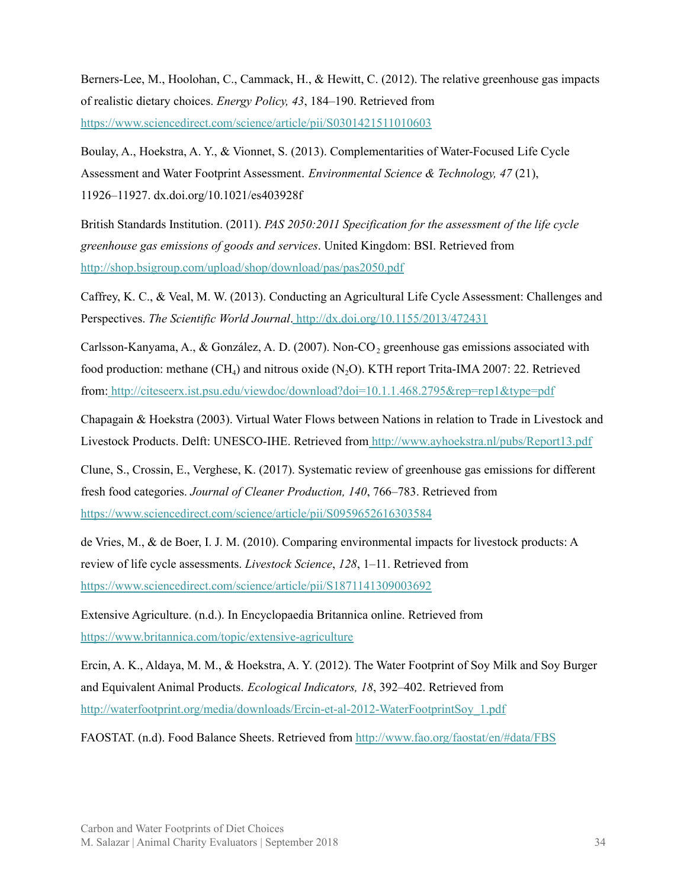Berners-Lee, M., Hoolohan, C., Cammack, H., & Hewitt, C. (2012). The relative greenhouse gas impacts of realistic dietary choices. *Energy Policy, 43*, 184–190. Retrieved from https://www.sciencedirect.com/science/article/pii/S0301421511010603

Boulay, A., Hoekstra, A. Y., & Vionnet, S. (2013). Complementarities of Water-Focused Life Cycle Assessment and Water Footprint Assessment. *Environmental Science & Technology, 47* (21), 11926–11927. dx.doi.org/10.1021/es403928f

British Standards Institution. (2011). *PAS 2050:2011 Specification for the assessment of the life cycle greenhouse gas emissions of goods and services*. United Kingdom: BSI. Retrieved from http://shop.bsigroup.com/upload/shop/download/pas/pas2050.pdf

Caffrey, K. C., & Veal, M. W. (2013). Conducting an Agricultural Life Cycle Assessment: Challenges and Perspectives. *The Scientific World Journal*. http://dx.doi.org/10.1155/2013/472431

Carlsson-Kanyama, A., & González, A. D. (2007). Non-$CO_2$ greenhouse gas emissions associated with food production: methane ($CH_4$) and nitrous oxide ($N_2O$). KTH report Trita-IMA 2007: 22. Retrieved from: http://citeseerx.ist.psu.edu/viewdoc/download?doi=10.1.1.468.2795&rep=rep1&type=pdf

Chapagain & Hoekstra (2003). Virtual Water Flows between Nations in relation to Trade in Livestock and Livestock Products. Delft: UNESCO-IHE. Retrieved from http://www.ayhoekstra.nl/pubs/Report13.pdf

Clune, S., Crossin, E., Verghese, K. (2017). Systematic review of greenhouse gas emissions for different fresh food categories. *Journal of Cleaner Production, 140*, 766–783. Retrieved from https://www.sciencedirect.com/science/article/pii/S0959652616303584

de Vries, M., & de Boer, I. J. M. (2010). Comparing environmental impacts for livestock products: A review of life cycle assessments. *Livestock Science*, *128*, 1–11. Retrieved from https://www.sciencedirect.com/science/article/pii/S1871141309003692

Extensive Agriculture. (n.d.). In Encyclopaedia Britannica online. Retrieved from https://www.britannica.com/topic/extensive-agriculture

Ercin, A. K., Aldaya, M. M., & Hoekstra, A. Y. (2012). The Water Footprint of Soy Milk and Soy Burger and Equivalent Animal Products. *Ecological Indicators, 18*, 392–402. Retrieved from http://waterfootprint.org/media/downloads/Ercin-et-al-2012-WaterFootprintSoy_1.pdf

FAOSTAT. (n.d). Food Balance Sheets. Retrieved from http://www.fao.org/faostat/en/#data/FBS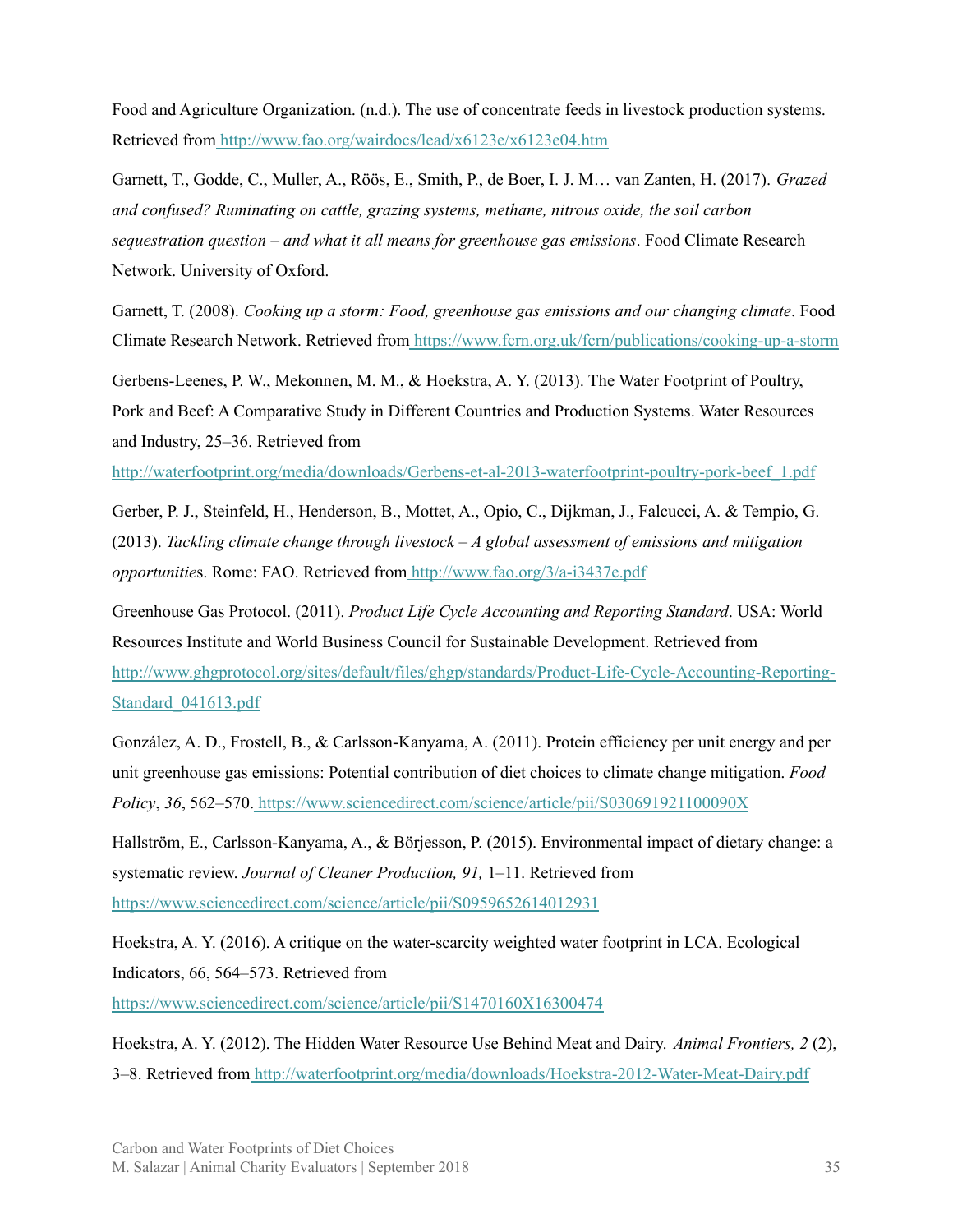Food and Agriculture Organization. (n.d.). The use of concentrate feeds in livestock production systems. Retrieved from http://www.fao.org/wairdocs/lead/x6123e/x6123e04.htm

Garnett, T., Godde, C., Muller, A., Röös, E., Smith, P., de Boer, I. J. M… van Zanten, H. (2017). *Grazed and confused? Ruminating on cattle, grazing systems, methane, nitrous oxide, the soil carbon sequestration question – and what it all means for greenhouse gas emissions*. Food Climate Research Network. University of Oxford.

Garnett, T. (2008). *Cooking up a storm: Food, greenhouse gas emissions and our changing climate*. Food Climate Research Network. Retrieved from https://www.fcrn.org.uk/fcrn/publications/cooking-up-a-storm

Gerbens-Leenes, P. W., Mekonnen, M. M., & Hoekstra, A. Y. (2013). The Water Footprint of Poultry, Pork and Beef: A Comparative Study in Different Countries and Production Systems. Water Resources and Industry, 25–36. Retrieved from http://waterfootprint.org/media/downloads/Gerbens-et-al-2013-waterfootprint-poultry-pork-beef_1.pdf

Gerber, P. J., Steinfeld, H., Henderson, B., Mottet, A., Opio, C., Dijkman, J., Falcucci, A. & Tempio, G. (2013). *Tackling climate change through livestock – A global assessment of emissions and mitigation opportunities*. Rome: FAO. Retrieved from http://www.fao.org/3/a-i3437e.pdf

Greenhouse Gas Protocol. (2011). *Product Life Cycle Accounting and Reporting Standard*. USA: World Resources Institute and World Business Council for Sustainable Development. Retrieved from http://www.ghgprotocol.org/sites/default/files/ghgp/standards/Product-Life-Cycle-Accounting-Reporting-Standard_041613.pdf

González, A. D., Frostell, B., & Carlsson-Kanyama, A. (2011). Protein efficiency per unit energy and per unit greenhouse gas emissions: Potential contribution of diet choices to climate change mitigation. *Food Policy*, *36*, 562–570. https://www.sciencedirect.com/science/article/pii/S030691921100090X

Hallström, E., Carlsson-Kanyama, A., & Börjesson, P. (2015). Environmental impact of dietary change: a systematic review. *Journal of Cleaner Production, 91,* 1–11. Retrieved from https://www.sciencedirect.com/science/article/pii/S0959652614012931

Hoekstra, A. Y. (2016). A critique on the water-scarcity weighted water footprint in LCA. Ecological Indicators, 66, 564–573. Retrieved from https://www.sciencedirect.com/science/article/pii/S1470160X16300474

Hoekstra, A. Y. (2012). The Hidden Water Resource Use Behind Meat and Dairy. *Animal Frontiers, 2* (2), 3–8. Retrieved from http://waterfootprint.org/media/downloads/Hoekstra-2012-Water-Meat-Dairy.pdf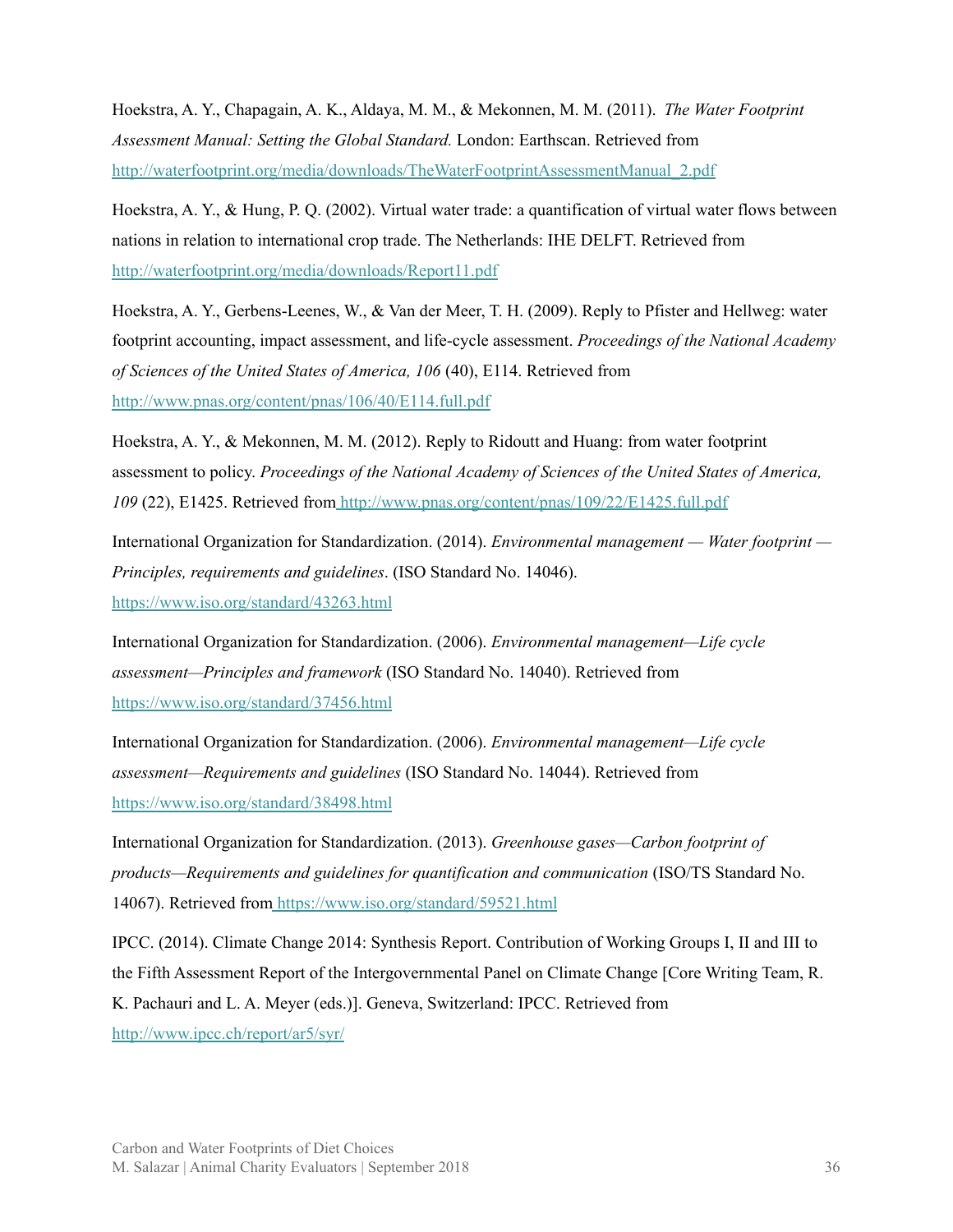Hoekstra, A. Y., Chapagain, A. K., Aldaya, M. M., & Mekonnen, M. M. (2011). *The Water Footprint Assessment Manual: Setting the Global Standard.* London: Earthscan. Retrieved from http://waterfootprint.org/media/downloads/TheWaterFootprintAssessmentManual_2.pdf

Hoekstra, A. Y., & Hung, P. Q. (2002). Virtual water trade: a quantification of virtual water flows between nations in relation to international crop trade. The Netherlands: IHE DELFT. Retrieved from http://waterfootprint.org/media/downloads/Report11.pdf

Hoekstra, A. Y., Gerbens-Leenes, W., & Van der Meer, T. H. (2009). Reply to Pfister and Hellweg: water footprint accounting, impact assessment, and life-cycle assessment. *Proceedings of the National Academy of Sciences of the United States of America, 106* (40), E114. Retrieved from http://www.pnas.org/content/pnas/106/40/E114.full.pdf

Hoekstra, A. Y., & Mekonnen, M. M. (2012). Reply to Ridoutt and Huang: from water footprint assessment to policy. *Proceedings of the National Academy of Sciences of the United States of America, 109* (22), E1425. Retrieved from http://www.pnas.org/content/pnas/109/22/E1425.full.pdf

International Organization for Standardization. (2014). *Environmental management — Water footprint — Principles, requirements and guidelines*. (ISO Standard No. 14046). https://www.iso.org/standard/43263.html

International Organization for Standardization. (2006). *Environmental management—Life cycle assessment—Principles and framework* (ISO Standard No. 14040). Retrieved from https://www.iso.org/standard/37456.html

International Organization for Standardization. (2006). *Environmental management—Life cycle assessment—Requirements and guidelines* (ISO Standard No. 14044). Retrieved from https://www.iso.org/standard/38498.html

International Organization for Standardization. (2013). *Greenhouse gases—Carbon footprint of products—Requirements and guidelines for quantification and communication* (ISO/TS Standard No. 14067). Retrieved from https://www.iso.org/standard/59521.html

IPCC. (2014). Climate Change 2014: Synthesis Report. Contribution of Working Groups I, II and III to the Fifth Assessment Report of the Intergovernmental Panel on Climate Change [Core Writing Team, R. K. Pachauri and L. A. Meyer (eds.)]. Geneva, Switzerland: IPCC. Retrieved from http://www.ipcc.ch/report/ar5/syr/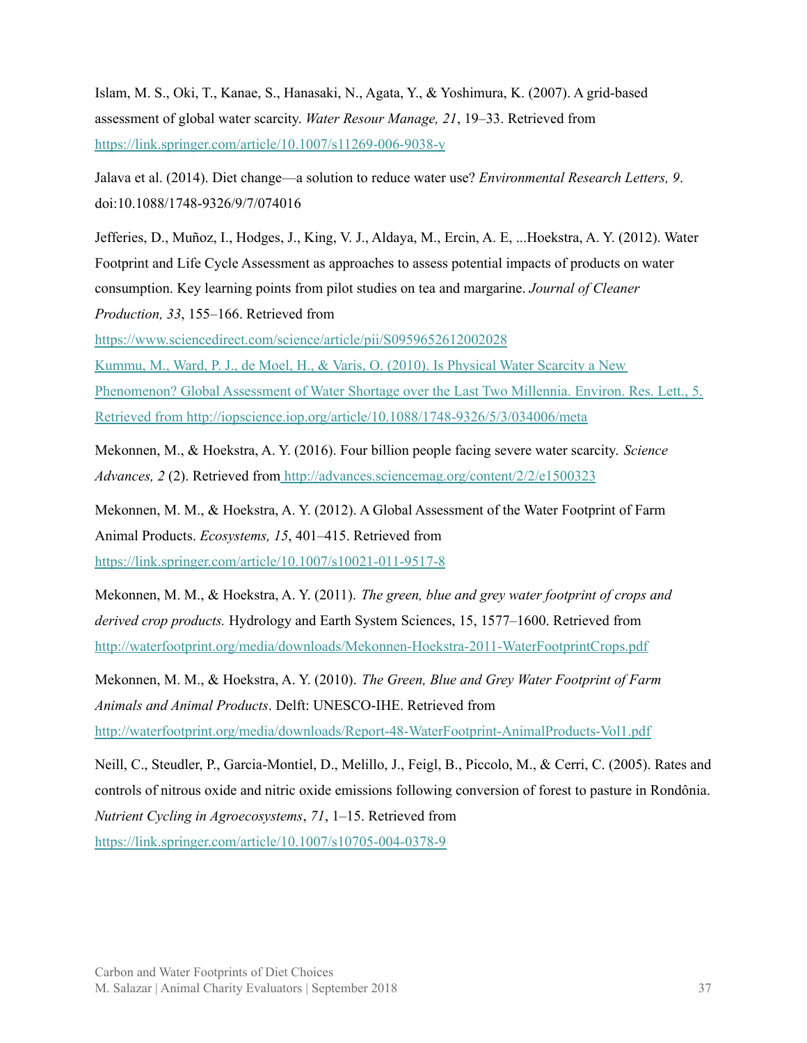Islam, M. S., Oki, T., Kanae, S., Hanasaki, N., Agata, Y., & Yoshimura, K. (2007). A grid-based assessment of global water scarcity. *Water Resour Manage, 21*, 19–33. Retrieved from https://link.springer.com/article/10.1007/s11269-006-9038-y

Jalava et al. (2014). Diet change—a solution to reduce water use? *Environmental Research Letters, 9*. doi:10.1088/1748-9326/9/7/074016

Jefferies, D., Muñoz, I., Hodges, J., King, V. J., Aldaya, M., Ercin, A. E, ...Hoekstra, A. Y. (2012). Water Footprint and Life Cycle Assessment as approaches to assess potential impacts of products on water consumption. Key learning points from pilot studies on tea and margarine. *Journal of Cleaner Production, 33*, 155–166. Retrieved from https://www.sciencedirect.com/science/article/pii/S0959652612002028

Kummu, M., Ward, P. J., de Moel, H., & Varis, O. (2010). Is Physical Water Scarcity a New Phenomenon? Global Assessment of Water Shortage over the Last Two Millennia. Environ. Res. Lett., 5. Retrieved from http://iopscience.iop.org/article/10.1088/1748-9326/5/3/034006/meta

Mekonnen, M., & Hoekstra, A. Y. (2016). Four billion people facing severe water scarcity. *Science Advances, 2* (2). Retrieved from http://advances.sciencemag.org/content/2/2/e1500323

Mekonnen, M. M., & Hoekstra, A. Y. (2012). A Global Assessment of the Water Footprint of Farm Animal Products. *Ecosystems, 15*, 401–415. Retrieved from https://link.springer.com/article/10.1007/s10021-011-9517-8

Mekonnen, M. M., & Hoekstra, A. Y. (2011). *The green, blue and grey water footprint of crops and derived crop products.* Hydrology and Earth System Sciences, 15, 1577–1600. Retrieved from http://waterfootprint.org/media/downloads/Mekonnen-Hoekstra-2011-WaterFootprintCrops.pdf

Mekonnen, M. M., & Hoekstra, A. Y. (2010). *The Green, Blue and Grey Water Footprint of Farm Animals and Animal Products*. Delft: UNESCO-IHE. Retrieved from http://waterfootprint.org/media/downloads/Report-48-WaterFootprint-AnimalProducts-Vol1.pdf

Neill, C., Steudler, P., Garcia-Montiel, D., Melillo, J., Feigl, B., Piccolo, M., & Cerri, C. (2005). Rates and controls of nitrous oxide and nitric oxide emissions following conversion of forest to pasture in Rondônia. *Nutrient Cycling in Agroecosystems*, *71*, 1–15. Retrieved from https://link.springer.com/article/10.1007/s10705-004-0378-9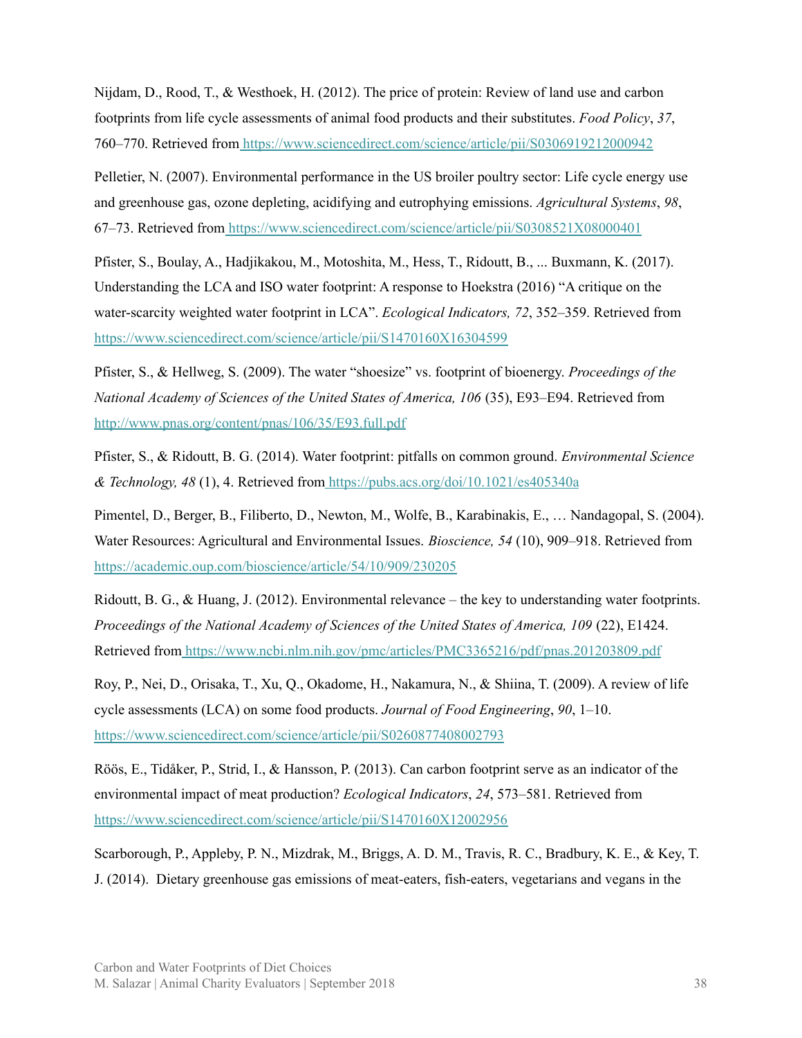Nijdam, D., Rood, T., & Westhoek, H. (2012). The price of protein: Review of land use and carbon footprints from life cycle assessments of animal food products and their substitutes. *Food Policy*, *37*, 760–770. Retrieved from https://www.sciencedirect.com/science/article/pii/S0306919212000942

Pelletier, N. (2007). Environmental performance in the US broiler poultry sector: Life cycle energy use and greenhouse gas, ozone depleting, acidifying and eutrophying emissions. *Agricultural Systems*, *98*, 67–73. Retrieved from https://www.sciencedirect.com/science/article/pii/S0308521X08000401

Pfister, S., Boulay, A., Hadjikakou, M., Motoshita, M., Hess, T., Ridoutt, B., ... Buxmann, K. (2017). Understanding the LCA and ISO water footprint: A response to Hoekstra (2016) "A critique on the water-scarcity weighted water footprint in LCA". *Ecological Indicators, 72*, 352–359. Retrieved from https://www.sciencedirect.com/science/article/pii/S1470160X16304599

Pfister, S., & Hellweg, S. (2009). The water "shoesize" vs. footprint of bioenergy. *Proceedings of the National Academy of Sciences of the United States of America, 106* (35), E93–E94. Retrieved from http://www.pnas.org/content/pnas/106/35/E93.full.pdf

Pfister, S., & Ridoutt, B. G. (2014). Water footprint: pitfalls on common ground. *Environmental Science & Technology, 48* (1), 4. Retrieved from https://pubs.acs.org/doi/10.1021/es405340a

Pimentel, D., Berger, B., Filiberto, D., Newton, M., Wolfe, B., Karabinakis, E., … Nandagopal, S. (2004). Water Resources: Agricultural and Environmental Issues. *Bioscience, 54* (10), 909–918. Retrieved from https://academic.oup.com/bioscience/article/54/10/909/230205

Ridoutt, B. G., & Huang, J. (2012). Environmental relevance – the key to understanding water footprints. *Proceedings of the National Academy of Sciences of the United States of America, 109* (22), E1424. Retrieved from https://www.ncbi.nlm.nih.gov/pmc/articles/PMC3365216/pdf/pnas.201203809.pdf

Roy, P., Nei, D., Orisaka, T., Xu, Q., Okadome, H., Nakamura, N., & Shiina, T. (2009). A review of life cycle assessments (LCA) on some food products. *Journal of Food Engineering*, *90*, 1–10. https://www.sciencedirect.com/science/article/pii/S0260877408002793

Röös, E., Tidåker, P., Strid, I., & Hansson, P. (2013). Can carbon footprint serve as an indicator of the environmental impact of meat production? *Ecological Indicators*, *24*, 573–581. Retrieved from https://www.sciencedirect.com/science/article/pii/S1470160X12002956

Scarborough, P., Appleby, P. N., Mizdrak, M., Briggs, A. D. M., Travis, R. C., Bradbury, K. E., & Key, T. J. (2014). Dietary greenhouse gas emissions of meat-eaters, fish-eaters, vegetarians and vegans in the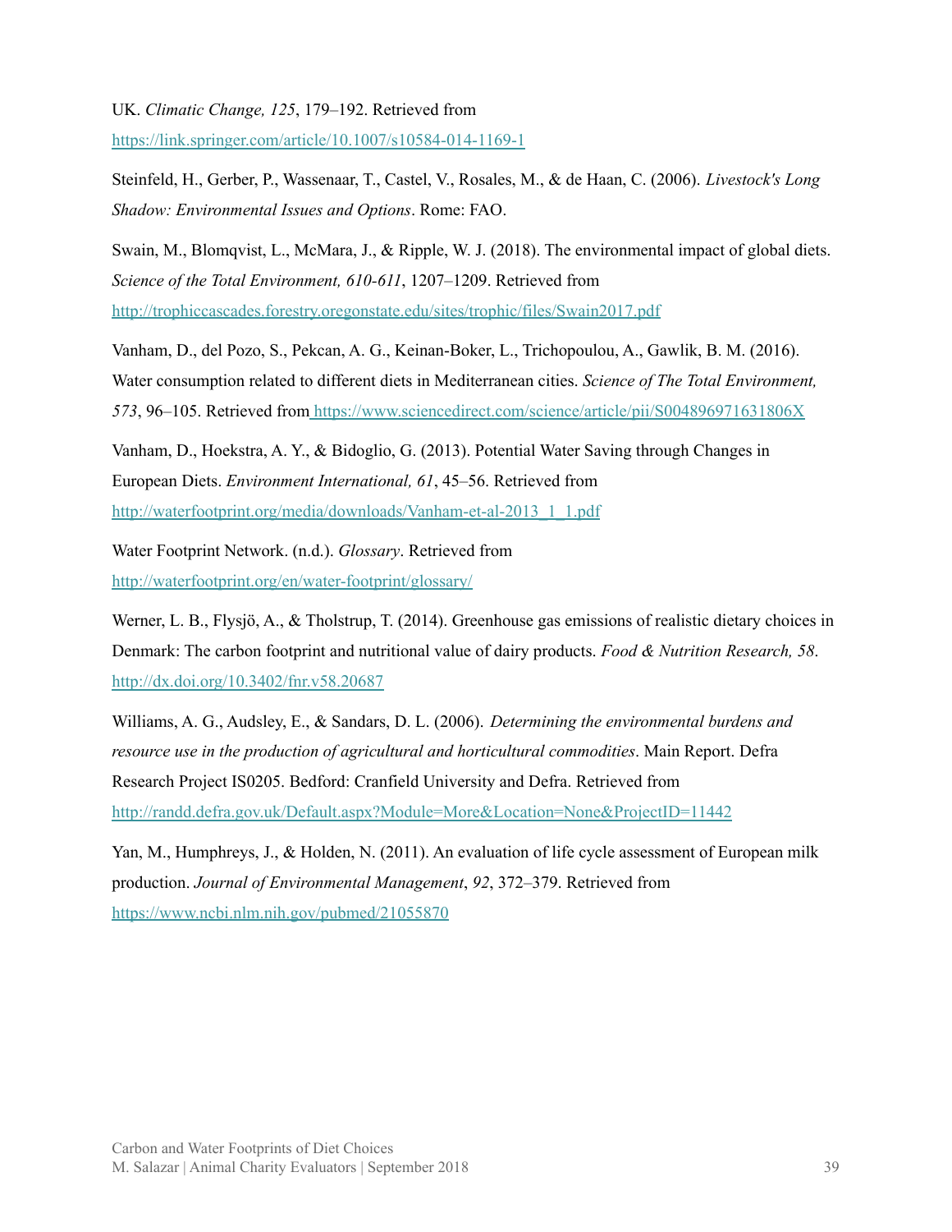UK. *Climatic Change, 125*, 179–192. Retrieved from https://link.springer.com/article/10.1007/s10584-014-1169-1

Steinfeld, H., Gerber, P., Wassenaar, T., Castel, V., Rosales, M., & de Haan, C. (2006). *Livestock's Long Shadow: Environmental Issues and Options*. Rome: FAO.

Swain, M., Blomqvist, L., McMara, J., & Ripple, W. J. (2018). The environmental impact of global diets. *Science of the Total Environment, 610-611*, 1207–1209. Retrieved from http://trophiccascades.forestry.oregonstate.edu/sites/trophic/files/Swain2017.pdf

Vanham, D., del Pozo, S., Pekcan, A. G., Keinan-Boker, L., Trichopoulou, A., Gawlik, B. M. (2016). Water consumption related to different diets in Mediterranean cities. *Science of The Total Environment, 573*, 96–105. Retrieved from https://www.sciencedirect.com/science/article/pii/S004896971631806X

Vanham, D., Hoekstra, A. Y., & Bidoglio, G. (2013). Potential Water Saving through Changes in European Diets. *Environment International, 61*, 45–56. Retrieved from http://waterfootprint.org/media/downloads/Vanham-et-al-2013_1_1.pdf

Water Footprint Network. (n.d.). *Glossary*. Retrieved from http://waterfootprint.org/en/water-footprint/glossary/

Werner, L. B., Flysjö, A., & Tholstrup, T. (2014). Greenhouse gas emissions of realistic dietary choices in Denmark: The carbon footprint and nutritional value of dairy products. *Food & Nutrition Research, 58*. http://dx.doi.org/10.3402/fnr.v58.20687

Williams, A. G., Audsley, E., & Sandars, D. L. (2006). *Determining the environmental burdens and resource use in the production of agricultural and horticultural commodities*. Main Report. Defra Research Project IS0205. Bedford: Cranfield University and Defra. Retrieved from http://randd.defra.gov.uk/Default.aspx?Module=More&Location=None&ProjectID=11442

Yan, M., Humphreys, J., & Holden, N. (2011). An evaluation of life cycle assessment of European milk production. *Journal of Environmental Management*, *92*, 372–379. Retrieved from https://www.ncbi.nlm.nih.gov/pubmed/21055870